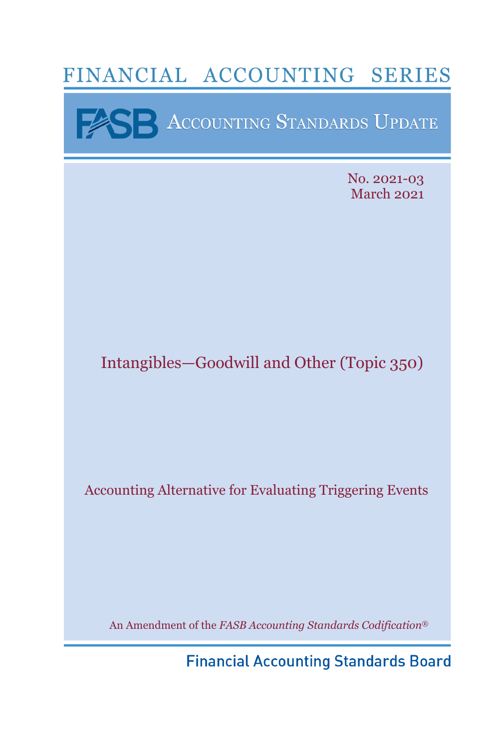# FINANCIAL ACCOUNTING SERIES

FASB ACCOUNTING STANDARDS UPDATE

No. 2021-03
March 2021

## Intangibles—Goodwill and Other (Topic 350)

### Accounting Alternative for Evaluating Triggering Events

An Amendment of the *FASB Accounting Standards Codification*®

Financial Accounting Standards Board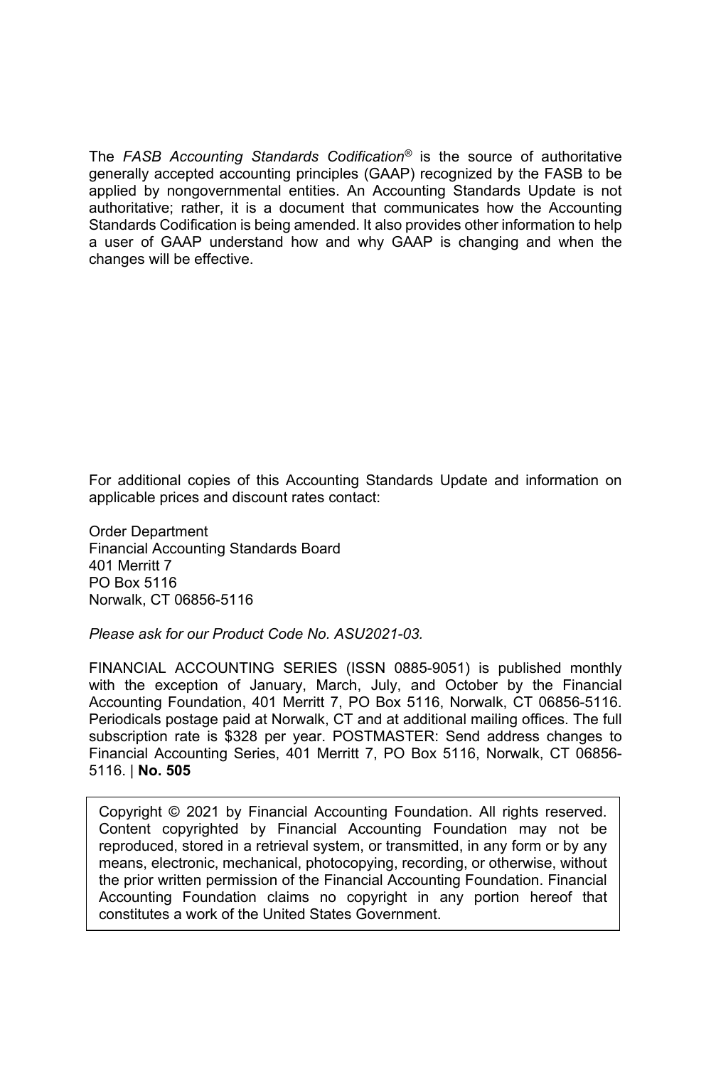The *FASB Accounting Standards Codification*® is the source of authoritative generally accepted accounting principles (GAAP) recognized by the FASB to be applied by nongovernmental entities. An Accounting Standards Update is not authoritative; rather, it is a document that communicates how the Accounting Standards Codification is being amended. It also provides other information to help a user of GAAP understand how and why GAAP is changing and when the changes will be effective.

For additional copies of this Accounting Standards Update and information on applicable prices and discount rates contact:

Order Department
Financial Accounting Standards Board
401 Merritt 7
PO Box 5116
Norwalk, CT 06856-5116

*Please ask for our Product Code No. ASU2021-03.*

FINANCIAL ACCOUNTING SERIES (ISSN 0885-9051) is published monthly with the exception of January, March, July, and October by the Financial Accounting Foundation, 401 Merritt 7, PO Box 5116, Norwalk, CT 06856-5116. Periodicals postage paid at Norwalk, CT and at additional mailing offices. The full subscription rate is $328 per year. POSTMASTER: Send address changes to Financial Accounting Series, 401 Merritt 7, PO Box 5116, Norwalk, CT 06856-5116. | **No. 505**

Copyright © 2021 by Financial Accounting Foundation. All rights reserved. Content copyrighted by Financial Accounting Foundation may not be reproduced, stored in a retrieval system, or transmitted, in any form or by any means, electronic, mechanical, photocopying, recording, or otherwise, without the prior written permission of the Financial Accounting Foundation. Financial Accounting Foundation claims no copyright in any portion hereof that constitutes a work of the United States Government.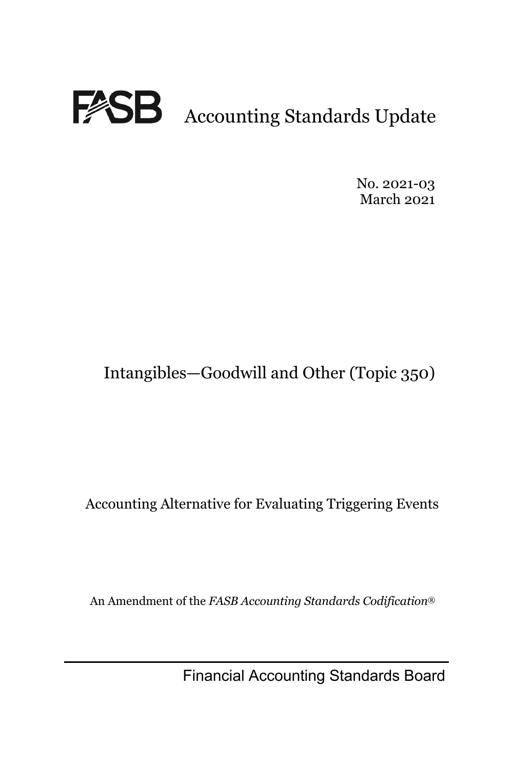# FASB Accounting Standards Update

No. 2021-03
March 2021

## Intangibles—Goodwill and Other (Topic 350)

### Accounting Alternative for Evaluating Triggering Events

An Amendment of the *FASB Accounting Standards Codification*®

Financial Accounting Standards Board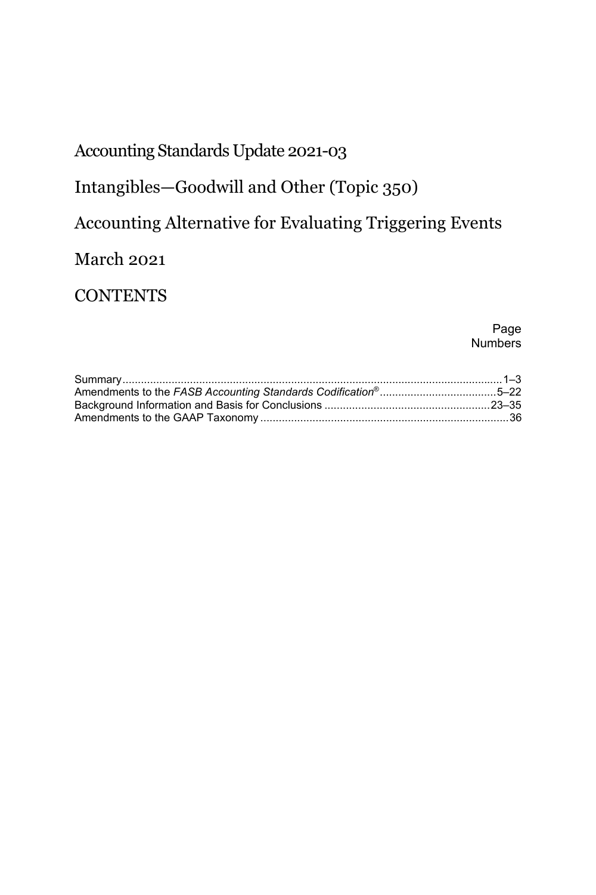# Accounting Standards Update 2021-03

# Intangibles—Goodwill and Other (Topic 350)

# Accounting Alternative for Evaluating Triggering Events

# March 2021

## CONTENTS

| | Page Numbers |
|---|---|
| Summary | 1–3 |
| Amendments to the *FASB Accounting Standards Codification*® | 5–22 |
| Background Information and Basis for Conclusions | 23–35 |
| Amendments to the GAAP Taxonomy | 36 |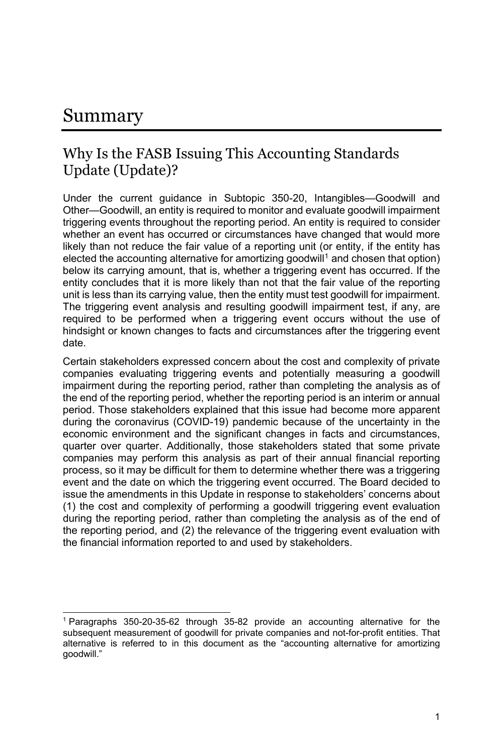# Summary

## Why Is the FASB Issuing This Accounting Standards Update (Update)?

Under the current guidance in Subtopic 350-20, Intangibles—Goodwill and Other—Goodwill, an entity is required to monitor and evaluate goodwill impairment triggering events throughout the reporting period. An entity is required to consider whether an event has occurred or circumstances have changed that would more likely than not reduce the fair value of a reporting unit (or entity, if the entity has elected the accounting alternative for amortizing goodwill[1] and chosen that option) below its carrying amount, that is, whether a triggering event has occurred. If the entity concludes that it is more likely than not that the fair value of the reporting unit is less than its carrying value, then the entity must test goodwill for impairment. The triggering event analysis and resulting goodwill impairment test, if any, are required to be performed when a triggering event occurs without the use of hindsight or known changes to facts and circumstances after the triggering event date.

Certain stakeholders expressed concern about the cost and complexity of private companies evaluating triggering events and potentially measuring a goodwill impairment during the reporting period, rather than completing the analysis as of the end of the reporting period, whether the reporting period is an interim or annual period. Those stakeholders explained that this issue had become more apparent during the coronavirus (COVID-19) pandemic because of the uncertainty in the economic environment and the significant changes in facts and circumstances, quarter over quarter. Additionally, those stakeholders stated that some private companies may perform this analysis as part of their annual financial reporting process, so it may be difficult for them to determine whether there was a triggering event and the date on which the triggering event occurred. The Board decided to issue the amendments in this Update in response to stakeholders' concerns about (1) the cost and complexity of performing a goodwill triggering event evaluation during the reporting period, rather than completing the analysis as of the end of the reporting period, and (2) the relevance of the triggering event evaluation with the financial information reported to and used by stakeholders.

---

[1] Paragraphs 350-20-35-62 through 35-82 provide an accounting alternative for the subsequent measurement of goodwill for private companies and not-for-profit entities. That alternative is referred to in this document as the "accounting alternative for amortizing goodwill."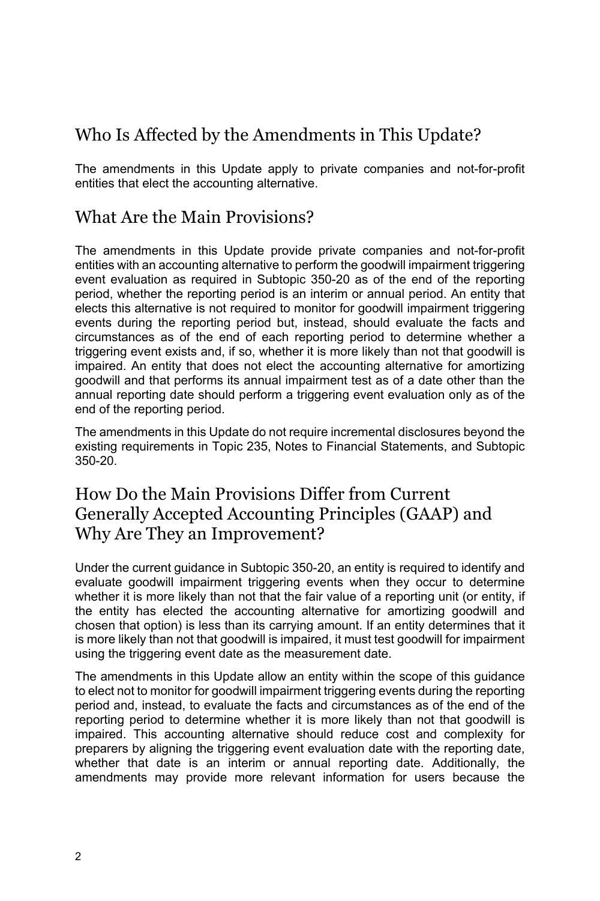## Who Is Affected by the Amendments in This Update?

The amendments in this Update apply to private companies and not-for-profit entities that elect the accounting alternative.

## What Are the Main Provisions?

The amendments in this Update provide private companies and not-for-profit entities with an accounting alternative to perform the goodwill impairment triggering event evaluation as required in Subtopic 350-20 as of the end of the reporting period, whether the reporting period is an interim or annual period. An entity that elects this alternative is not required to monitor for goodwill impairment triggering events during the reporting period but, instead, should evaluate the facts and circumstances as of the end of each reporting period to determine whether a triggering event exists and, if so, whether it is more likely than not that goodwill is impaired. An entity that does not elect the accounting alternative for amortizing goodwill and that performs its annual impairment test as of a date other than the annual reporting date should perform a triggering event evaluation only as of the end of the reporting period.

The amendments in this Update do not require incremental disclosures beyond the existing requirements in Topic 235, Notes to Financial Statements, and Subtopic 350-20.

## How Do the Main Provisions Differ from Current Generally Accepted Accounting Principles (GAAP) and Why Are They an Improvement?

Under the current guidance in Subtopic 350-20, an entity is required to identify and evaluate goodwill impairment triggering events when they occur to determine whether it is more likely than not that the fair value of a reporting unit (or entity, if the entity has elected the accounting alternative for amortizing goodwill and chosen that option) is less than its carrying amount. If an entity determines that it is more likely than not that goodwill is impaired, it must test goodwill for impairment using the triggering event date as the measurement date.

The amendments in this Update allow an entity within the scope of this guidance to elect not to monitor for goodwill impairment triggering events during the reporting period and, instead, to evaluate the facts and circumstances as of the end of the reporting period to determine whether it is more likely than not that goodwill is impaired. This accounting alternative should reduce cost and complexity for preparers by aligning the triggering event evaluation date with the reporting date, whether that date is an interim or annual reporting date. Additionally, the amendments may provide more relevant information for users because the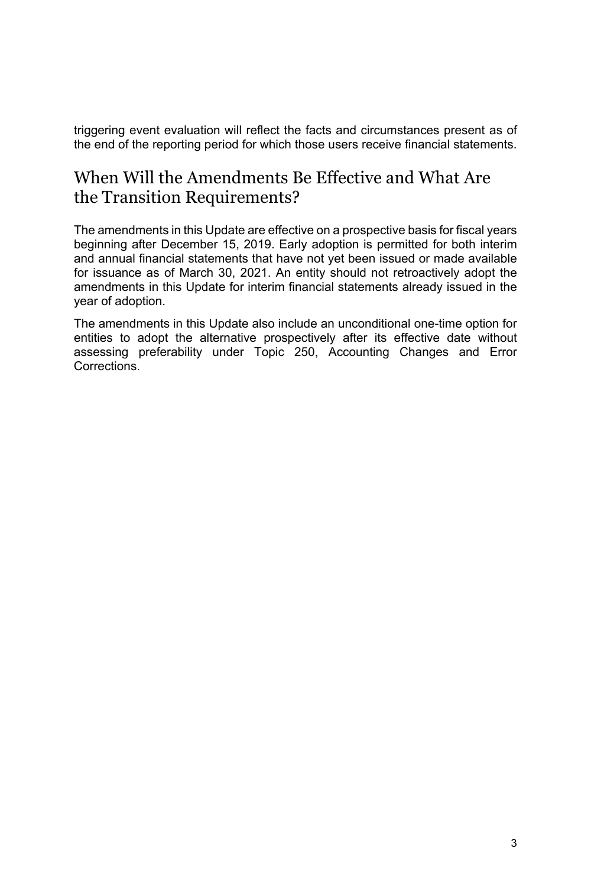triggering event evaluation will reflect the facts and circumstances present as of the end of the reporting period for which those users receive financial statements.

## When Will the Amendments Be Effective and What Are the Transition Requirements?

The amendments in this Update are effective on a prospective basis for fiscal years beginning after December 15, 2019. Early adoption is permitted for both interim and annual financial statements that have not yet been issued or made available for issuance as of March 30, 2021. An entity should not retroactively adopt the amendments in this Update for interim financial statements already issued in the year of adoption.

The amendments in this Update also include an unconditional one-time option for entities to adopt the alternative prospectively after its effective date without assessing preferability under Topic 250, Accounting Changes and Error Corrections.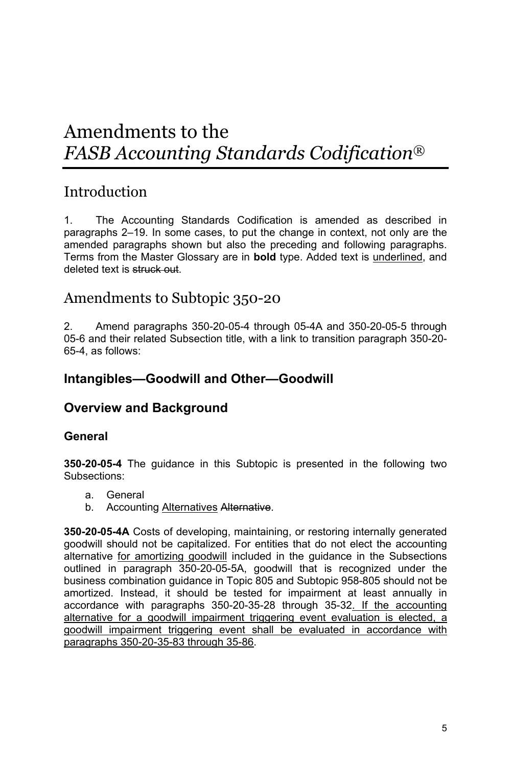# Amendments to the *FASB Accounting Standards Codification*®

## Introduction

1. The Accounting Standards Codification is amended as described in paragraphs 2–19. In some cases, to put the change in context, not only are the amended paragraphs shown but also the preceding and following paragraphs. Terms from the Master Glossary are in **bold** type. Added text is <u>underlined</u>, and deleted text is ~~struck out~~.

## Amendments to Subtopic 350-20

2. Amend paragraphs 350-20-05-4 through 05-4A and 350-20-05-5 through 05-6 and their related Subsection title, with a link to transition paragraph 350-20-65-4, as follows:

### Intangibles—Goodwill and Other—Goodwill

### Overview and Background

#### General

**350-20-05-4** The guidance in this Subtopic is presented in the following two Subsections:

a. General
b. Accounting <u>Alternatives</u> ~~Alternative~~.

**350-20-05-4A** Costs of developing, maintaining, or restoring internally generated goodwill should not be capitalized. For entities that do not elect the accounting alternative <u>for amortizing goodwill</u> included in the guidance in the Subsections outlined in paragraph 350-20-05-5A, goodwill that is recognized under the business combination guidance in Topic 805 and Subtopic 958-805 should not be amortized. Instead, it should be tested for impairment at least annually in accordance with paragraphs 350-20-35-28 through 35-32<u>. If the accounting alternative for a goodwill impairment triggering event evaluation is elected, a goodwill impairment triggering event shall be evaluated in accordance with paragraphs 350-20-35-83 through 35-86</u>.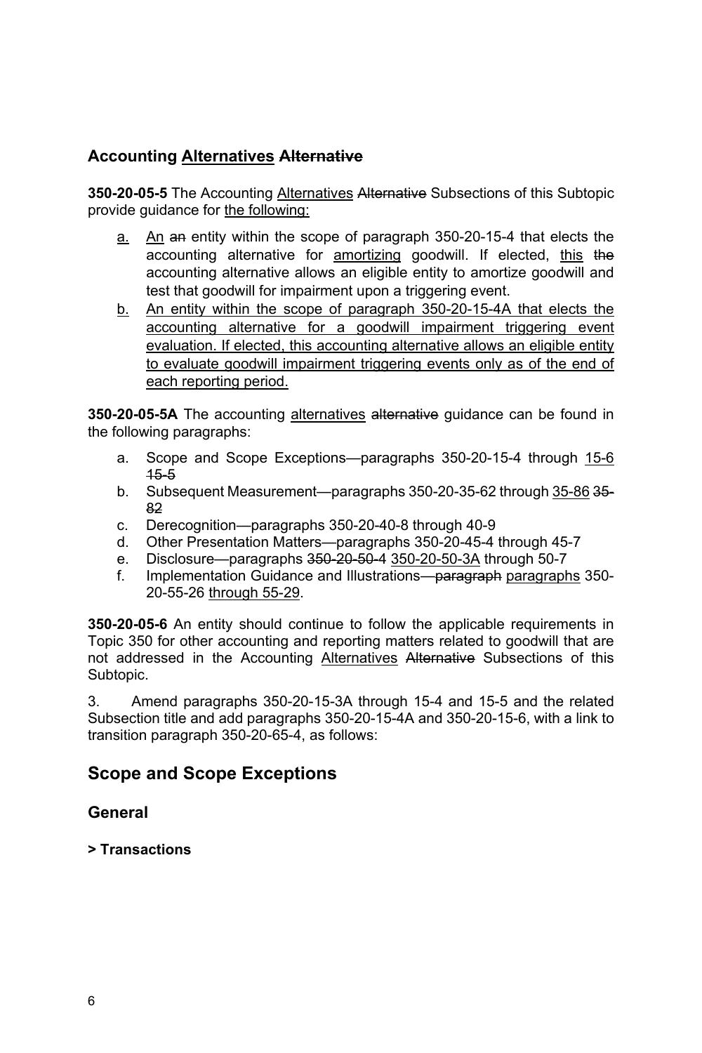## Accounting <u>Alternatives</u> ~~Alternative~~

**350-20-05-5** The Accounting <u>Alternatives</u> ~~Alternative~~ Subsections of this Subtopic provide guidance for <u>the following:</u>

<u>a.</u> <u>An</u> ~~an~~ entity within the scope of paragraph 350-20-15-4 that elects the accounting alternative for <u>amortizing</u> goodwill. If elected, <u>this</u> ~~the~~ accounting alternative allows an eligible entity to amortize goodwill and test that goodwill for impairment upon a triggering event.

<u>b.</u> <u>An entity within the scope of paragraph 350-20-15-4A that elects the accounting alternative for a goodwill impairment triggering event evaluation. If elected, this accounting alternative allows an eligible entity to evaluate goodwill impairment triggering events only as of the end of each reporting period.</u>

**350-20-05-5A** The accounting <u>alternatives</u> ~~alternative~~ guidance can be found in the following paragraphs:

a. Scope and Scope Exceptions—paragraphs 350-20-15-4 through <u>15-6</u> ~~15-5~~
b. Subsequent Measurement—paragraphs 350-20-35-62 through <u>35-86</u> ~~35-82~~
c. Derecognition—paragraphs 350-20-40-8 through 40-9
d. Other Presentation Matters—paragraphs 350-20-45-4 through 45-7
e. Disclosure—paragraphs ~~350-20-50-4~~ <u>350-20-50-3A</u> through 50-7
f. Implementation Guidance and Illustrations~~—paragraph~~ <u>paragraphs</u> 350-20-55-26 <u>through 55-29</u>.

**350-20-05-6** An entity should continue to follow the applicable requirements in Topic 350 for other accounting and reporting matters related to goodwill that are not addressed in the Accounting <u>Alternatives</u> ~~Alternative~~ Subsections of this Subtopic.

3. Amend paragraphs 350-20-15-3A through 15-4 and 15-5 and the related Subsection title and add paragraphs 350-20-15-4A and 350-20-15-6, with a link to transition paragraph 350-20-65-4, as follows:

# Scope and Scope Exceptions

## General

**> Transactions**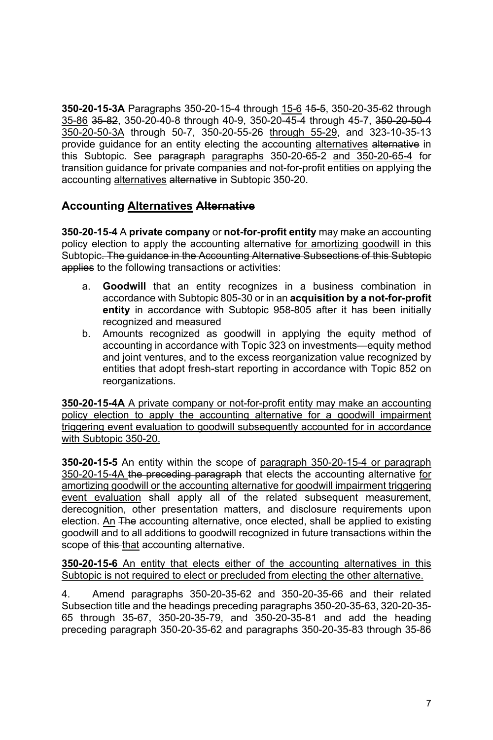**350-20-15-3A** Paragraphs 350-20-15-4 through <u>15-6</u> ~~15-5~~, 350-20-35-62 through <u>35-86</u> ~~35-82~~, 350-20-40-8 through 40-9, 350-20-45-4 through 45-7, ~~350-20-50-4~~ <u>350-20-50-3A</u> through 50-7, 350-20-55-26 <u>through 55-29</u>, and 323-10-35-13 provide guidance for an entity electing the accounting <u>alternatives</u> ~~alternative~~ in this Subtopic. See ~~paragraph~~ <u>paragraphs</u> 350-20-65-2 <u>and 350-20-65-4</u> for transition guidance for private companies and not-for-profit entities on applying the accounting <u>alternatives</u> ~~alternative~~ in Subtopic 350-20.

## Accounting <u>Alternatives</u> ~~Alternative~~

**350-20-15-4** A **private company** or **not-for-profit entity** may make an accounting policy election to apply the accounting alternative <u>for amortizing goodwill</u> in this Subtopic~~. The guidance in the Accounting Alternative Subsections of this Subtopic applies~~ to the following transactions or activities:

a. **Goodwill** that an entity recognizes in a business combination in accordance with Subtopic 805-30 or in an **acquisition by a not-for-profit entity** in accordance with Subtopic 958-805 after it has been initially recognized and measured

b. Amounts recognized as goodwill in applying the equity method of accounting in accordance with Topic 323 on investments—equity method and joint ventures, and to the excess reorganization value recognized by entities that adopt fresh-start reporting in accordance with Topic 852 on reorganizations.

**350-20-15-4A** <u>A private company or not-for-profit entity may make an accounting policy election to apply the accounting alternative for a goodwill impairment triggering event evaluation to goodwill subsequently accounted for in accordance with Subtopic 350-20.</u>

**350-20-15-5** An entity within the scope of <u>paragraph 350-20-15-4 or paragraph 350-20-15-4A</u> ~~the preceding paragraph~~ that elects the accounting alternative <u>for amortizing goodwill or the accounting alternative for goodwill impairment triggering event evaluation</u> shall apply all of the related subsequent measurement, derecognition, other presentation matters, and disclosure requirements upon election. <u>An</u> ~~The~~ accounting alternative, once elected, shall be applied to existing goodwill and to all additions to goodwill recognized in future transactions within the scope of ~~this~~ <u>that</u> accounting alternative.

**350-20-15-6** <u>An entity that elects either of the accounting alternatives in this Subtopic is not required to elect or precluded from electing the other alternative.</u>

4. Amend paragraphs 350-20-35-62 and 350-20-35-66 and their related Subsection title and the headings preceding paragraphs 350-20-35-63, 320-20-35-65 through 35-67, 350-20-35-79, and 350-20-35-81 and add the heading preceding paragraph 350-20-35-62 and paragraphs 350-20-35-83 through 35-86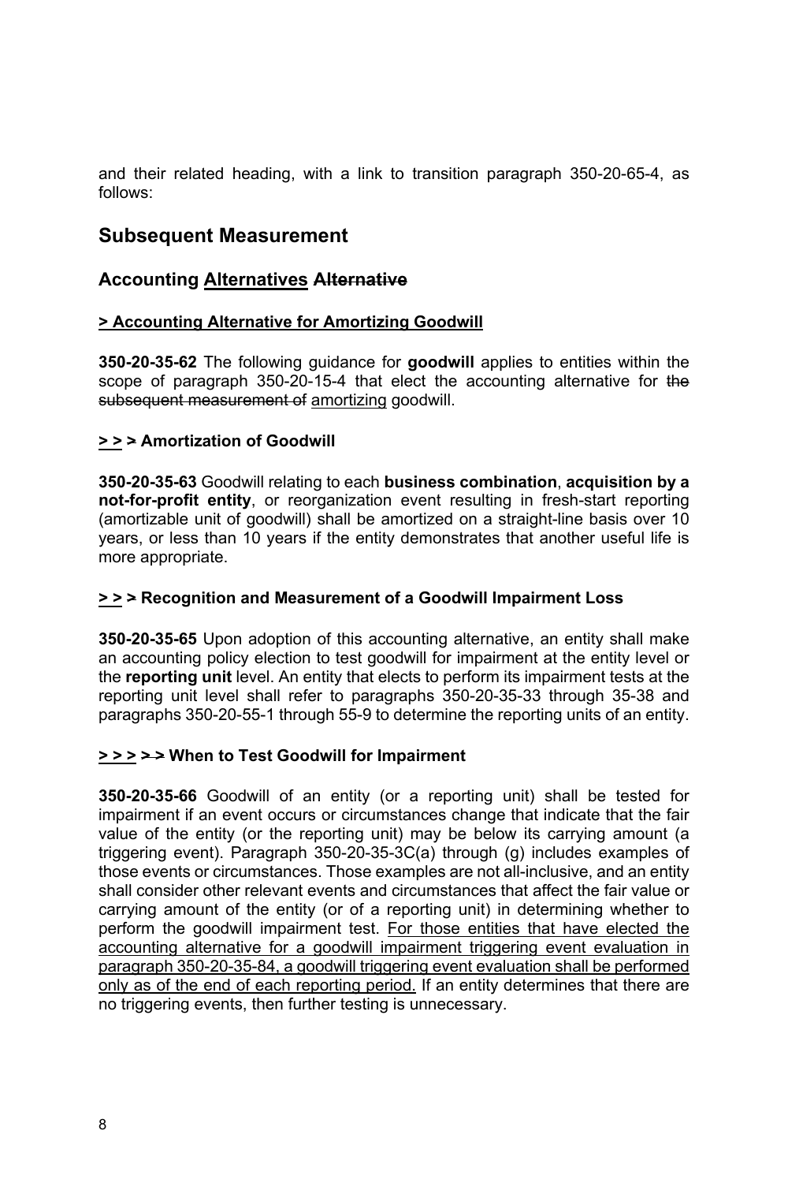and their related heading, with a link to transition paragraph 350-20-65-4, as follows:

## Subsequent Measurement

### Accounting <u>Alternatives</u> ~~Alternative~~

#### <u>> Accounting Alternative for Amortizing Goodwill</u>

**350-20-35-62** The following guidance for **goodwill** applies to entities within the scope of paragraph 350-20-15-4 that elect the accounting alternative for ~~the subsequent measurement of~~ <u>amortizing</u> goodwill.

#### <u>> ></u> ~~></u> **Amortization of Goodwill**

**350-20-35-63** Goodwill relating to each **business combination**, **acquisition by a not-for-profit entity**, or reorganization event resulting in fresh-start reporting (amortizable unit of goodwill) shall be amortized on a straight-line basis over 10 years, or less than 10 years if the entity demonstrates that another useful life is more appropriate.

#### <u>> ></u> ~~>~~ **Recognition and Measurement of a Goodwill Impairment Loss**

**350-20-35-65** Upon adoption of this accounting alternative, an entity shall make an accounting policy election to test goodwill for impairment at the entity level or the **reporting unit** level. An entity that elects to perform its impairment tests at the reporting unit level shall refer to paragraphs 350-20-35-33 through 35-38 and paragraphs 350-20-55-1 through 55-9 to determine the reporting units of an entity.

#### <u>> > ></u> ~~> >~~ **When to Test Goodwill for Impairment**

**350-20-35-66** Goodwill of an entity (or a reporting unit) shall be tested for impairment if an event occurs or circumstances change that indicate that the fair value of the entity (or the reporting unit) may be below its carrying amount (a triggering event). Paragraph 350-20-35-3C(a) through (g) includes examples of those events or circumstances. Those examples are not all-inclusive, and an entity shall consider other relevant events and circumstances that affect the fair value or carrying amount of the entity (or of a reporting unit) in determining whether to perform the goodwill impairment test. <u>For those entities that have elected the accounting alternative for a goodwill impairment triggering event evaluation in paragraph 350-20-35-84, a goodwill triggering event evaluation shall be performed only as of the end of each reporting period.</u> If an entity determines that there are no triggering events, then further testing is unnecessary.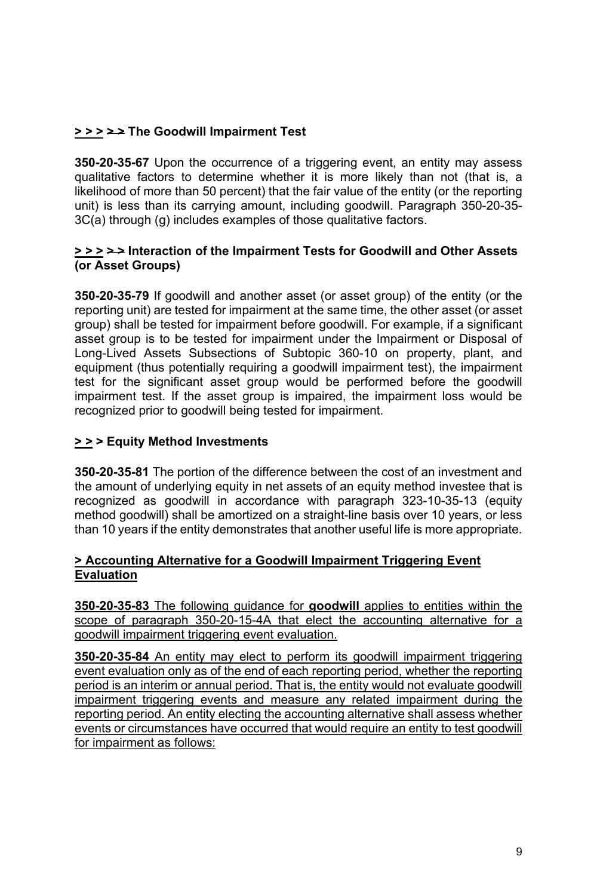**> > > > > The Goodwill Impairment Test**

**350-20-35-67** Upon the occurrence of a triggering event, an entity may assess qualitative factors to determine whether it is more likely than not (that is, a likelihood of more than 50 percent) that the fair value of the entity (or the reporting unit) is less than its carrying amount, including goodwill. Paragraph 350-20-35-3C(a) through (g) includes examples of those qualitative factors.

**> > > > > Interaction of the Impairment Tests for Goodwill and Other Assets (or Asset Groups)**

**350-20-35-79** If goodwill and another asset (or asset group) of the entity (or the reporting unit) are tested for impairment at the same time, the other asset (or asset group) shall be tested for impairment before goodwill. For example, if a significant asset group is to be tested for impairment under the Impairment or Disposal of Long-Lived Assets Subsections of Subtopic 360-10 on property, plant, and equipment (thus potentially requiring a goodwill impairment test), the impairment test for the significant asset group would be performed before the goodwill impairment test. If the asset group is impaired, the impairment loss would be recognized prior to goodwill being tested for impairment.

**> > > Equity Method Investments**

**350-20-35-81** The portion of the difference between the cost of an investment and the amount of underlying equity in net assets of an equity method investee that is recognized as goodwill in accordance with paragraph 323-10-35-13 (equity method goodwill) shall be amortized on a straight-line basis over 10 years, or less than 10 years if the entity demonstrates that another useful life is more appropriate.

**> Accounting Alternative for a Goodwill Impairment Triggering Event Evaluation**

**350-20-35-83** The following guidance for **goodwill** applies to entities within the scope of paragraph 350-20-15-4A that elect the accounting alternative for a goodwill impairment triggering event evaluation.

**350-20-35-84** An entity may elect to perform its goodwill impairment triggering event evaluation only as of the end of each reporting period, whether the reporting period is an interim or annual period. That is, the entity would not evaluate goodwill impairment triggering events and measure any related impairment during the reporting period. An entity electing the accounting alternative shall assess whether events or circumstances have occurred that would require an entity to test goodwill for impairment as follows: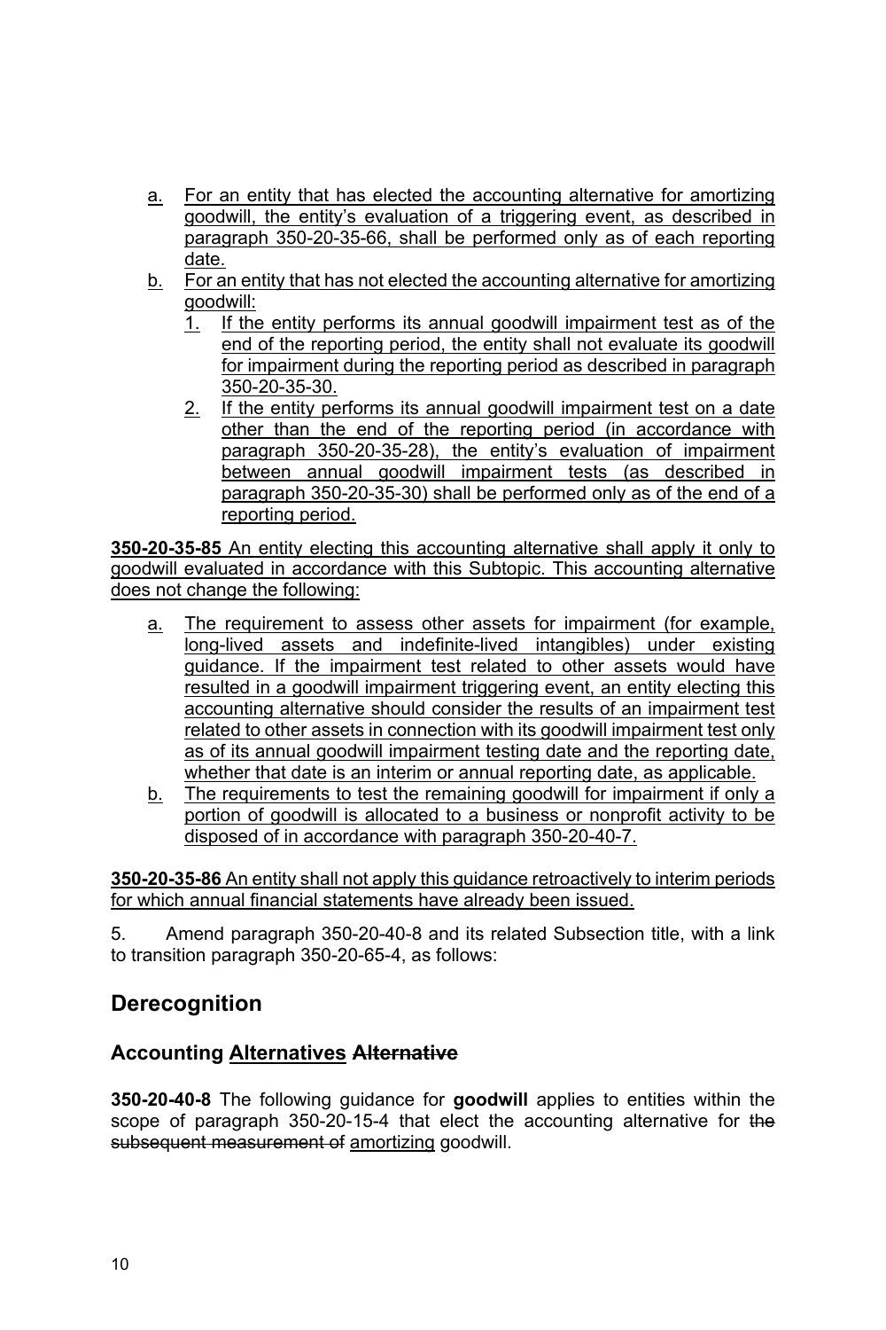a. For an entity that has elected the accounting alternative for amortizing goodwill, the entity's evaluation of a triggering event, as described in paragraph 350-20-35-66, shall be performed only as of each reporting date.
b. For an entity that has not elected the accounting alternative for amortizing goodwill:
   1. If the entity performs its annual goodwill impairment test as of the end of the reporting period, the entity shall not evaluate its goodwill for impairment during the reporting period as described in paragraph 350-20-35-30.
   2. If the entity performs its annual goodwill impairment test on a date other than the end of the reporting period (in accordance with paragraph 350-20-35-28), the entity's evaluation of impairment between annual goodwill impairment tests (as described in paragraph 350-20-35-30) shall be performed only as of the end of a reporting period.

**350-20-35-85** An entity electing this accounting alternative shall apply it only to goodwill evaluated in accordance with this Subtopic. This accounting alternative does not change the following:

a. The requirement to assess other assets for impairment (for example, long-lived assets and indefinite-lived intangibles) under existing guidance. If the impairment test related to other assets would have resulted in a goodwill impairment triggering event, an entity electing this accounting alternative should consider the results of an impairment test related to other assets in connection with its goodwill impairment test only as of its annual goodwill impairment testing date and the reporting date, whether that date is an interim or annual reporting date, as applicable.
b. The requirements to test the remaining goodwill for impairment if only a portion of goodwill is allocated to a business or nonprofit activity to be disposed of in accordance with paragraph 350-20-40-7.

**350-20-35-86** An entity shall not apply this guidance retroactively to interim periods for which annual financial statements have already been issued.

5. Amend paragraph 350-20-40-8 and its related Subsection title, with a link to transition paragraph 350-20-65-4, as follows:

## Derecognition

### Accounting Alternatives ~~Alternative~~

**350-20-40-8** The following guidance for **goodwill** applies to entities within the scope of paragraph 350-20-15-4 that elect the accounting alternative for ~~the subsequent measurement of~~ amortizing goodwill.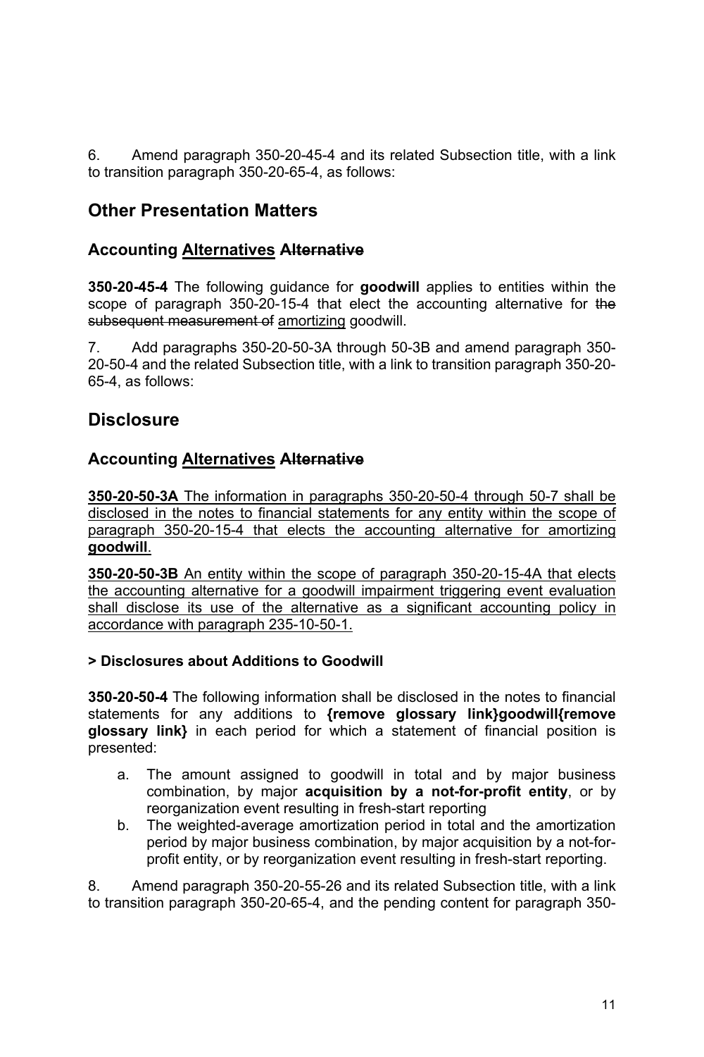6. Amend paragraph 350-20-45-4 and its related Subsection title, with a link to transition paragraph 350-20-65-4, as follows:

## Other Presentation Matters

### Accounting <u>Alternatives</u> ~~Alternative~~

**350-20-45-4** The following guidance for **goodwill** applies to entities within the scope of paragraph 350-20-15-4 that elect the accounting alternative for ~~the subsequent measurement of~~ <u>amortizing</u> goodwill.

7. Add paragraphs 350-20-50-3A through 50-3B and amend paragraph 350-20-50-4 and the related Subsection title, with a link to transition paragraph 350-20-65-4, as follows:

## Disclosure

### Accounting <u>Alternatives</u> ~~Alternative~~

<u>**350-20-50-3A** The information in paragraphs 350-20-50-4 through 50-7 shall be disclosed in the notes to financial statements for any entity within the scope of paragraph 350-20-15-4 that elects the accounting alternative for amortizing **goodwill**.</u>

<u>**350-20-50-3B** An entity within the scope of paragraph 350-20-15-4A that elects the accounting alternative for a goodwill impairment triggering event evaluation shall disclose its use of the alternative as a significant accounting policy in accordance with paragraph 235-10-50-1.</u>

**> Disclosures about Additions to Goodwill**

**350-20-50-4** The following information shall be disclosed in the notes to financial statements for any additions to **{remove glossary link}goodwill{remove glossary link}** in each period for which a statement of financial position is presented:

a. The amount assigned to goodwill in total and by major business combination, by major **acquisition by a not-for-profit entity**, or by reorganization event resulting in fresh-start reporting
b. The weighted-average amortization period in total and the amortization period by major business combination, by major acquisition by a not-for-profit entity, or by reorganization event resulting in fresh-start reporting.

8. Amend paragraph 350-20-55-26 and its related Subsection title, with a link to transition paragraph 350-20-65-4, and the pending content for paragraph 350-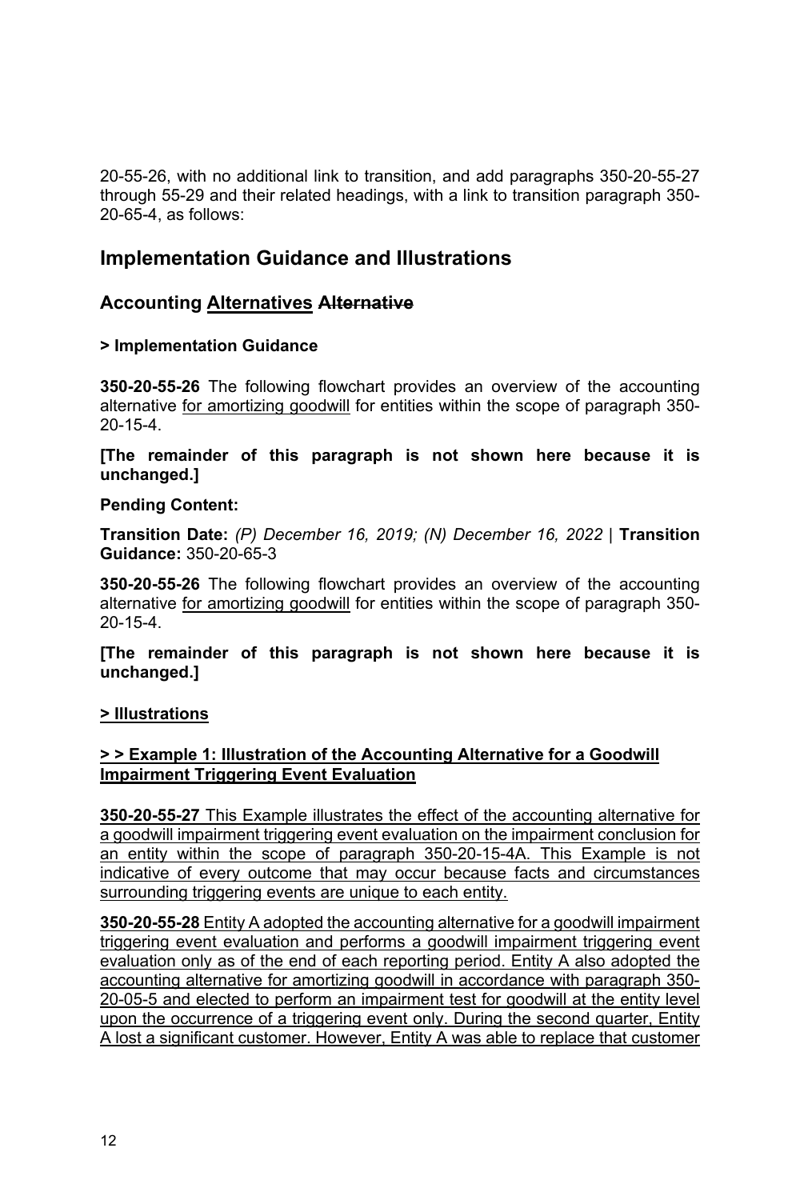20-55-26, with no additional link to transition, and add paragraphs 350-20-55-27 through 55-29 and their related headings, with a link to transition paragraph 350-20-65-4, as follows:

## Implementation Guidance and Illustrations

### Accounting <u>Alternatives</u> ~~Alternative~~

#### > Implementation Guidance

**350-20-55-26** The following flowchart provides an overview of the accounting alternative <u>for amortizing goodwill</u> for entities within the scope of paragraph 350-20-15-4.

**[The remainder of this paragraph is not shown here because it is unchanged.]**

**Pending Content:**

**Transition Date:** *(P) December 16, 2019; (N) December 16, 2022* | **Transition Guidance:** 350-20-65-3

**350-20-55-26** The following flowchart provides an overview of the accounting alternative <u>for amortizing goodwill</u> for entities within the scope of paragraph 350-20-15-4.

**[The remainder of this paragraph is not shown here because it is unchanged.]**

#### <u>> Illustrations</u>

#### <u>> > Example 1: Illustration of the Accounting Alternative for a Goodwill Impairment Triggering Event Evaluation</u>

<u>**350-20-55-27** This Example illustrates the effect of the accounting alternative for a goodwill impairment triggering event evaluation on the impairment conclusion for an entity within the scope of paragraph 350-20-15-4A. This Example is not indicative of every outcome that may occur because facts and circumstances surrounding triggering events are unique to each entity.</u>

<u>**350-20-55-28** Entity A adopted the accounting alternative for a goodwill impairment triggering event evaluation and performs a goodwill impairment triggering event evaluation only as of the end of each reporting period. Entity A also adopted the accounting alternative for amortizing goodwill in accordance with paragraph 350-20-05-5 and elected to perform an impairment test for goodwill at the entity level upon the occurrence of a triggering event only. During the second quarter, Entity A lost a significant customer. However, Entity A was able to replace that customer</u>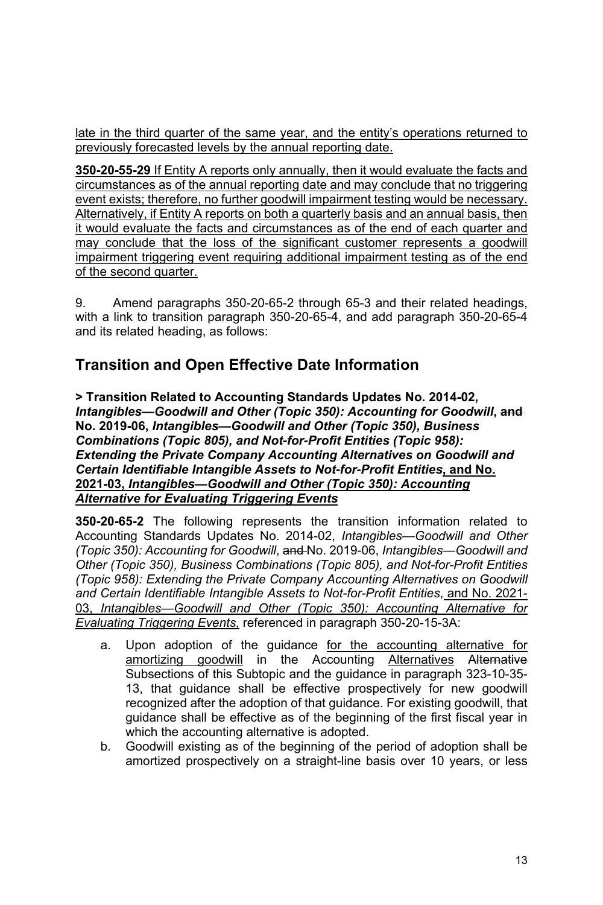late in the third quarter of the same year, and the entity's operations returned to previously forecasted levels by the annual reporting date.

**350-20-55-29** If Entity A reports only annually, then it would evaluate the facts and circumstances as of the annual reporting date and may conclude that no triggering event exists; therefore, no further goodwill impairment testing would be necessary. Alternatively, if Entity A reports on both a quarterly basis and an annual basis, then it would evaluate the facts and circumstances as of the end of each quarter and may conclude that the loss of the significant customer represents a goodwill impairment triggering event requiring additional impairment testing as of the end of the second quarter.

9. Amend paragraphs 350-20-65-2 through 65-3 and their related headings, with a link to transition paragraph 350-20-65-4, and add paragraph 350-20-65-4 and its related heading, as follows:

## Transition and Open Effective Date Information

**> Transition Related to Accounting Standards Updates No. 2014-02, *Intangibles—Goodwill and Other (Topic 350): Accounting for Goodwill*, ~~and~~ No. 2019-06, *Intangibles—Goodwill and Other (Topic 350), Business Combinations (Topic 805), and Not-for-Profit Entities (Topic 958): Extending the Private Company Accounting Alternatives on Goodwill and Certain Identifiable Intangible Assets to Not-for-Profit Entities*, and No. 2021-03, *Intangibles—Goodwill and Other (Topic 350): Accounting Alternative for Evaluating Triggering Events***

**350-20-65-2** The following represents the transition information related to Accounting Standards Updates No. 2014-02, *Intangibles—Goodwill and Other (Topic 350): Accounting for Goodwill*, ~~and~~ No. 2019-06, *Intangibles—Goodwill and Other (Topic 350), Business Combinations (Topic 805), and Not-for-Profit Entities (Topic 958): Extending the Private Company Accounting Alternatives on Goodwill and Certain Identifiable Intangible Assets to Not-for-Profit Entities*, and No. 2021-03, *Intangibles—Goodwill and Other (Topic 350): Accounting Alternative for Evaluating Triggering Events,* referenced in paragraph 350-20-15-3A:

a. Upon adoption of the guidance for the accounting alternative for amortizing goodwill in the Accounting Alternatives ~~Alternative~~ Subsections of this Subtopic and the guidance in paragraph 323-10-35-13, that guidance shall be effective prospectively for new goodwill recognized after the adoption of that guidance. For existing goodwill, that guidance shall be effective as of the beginning of the first fiscal year in which the accounting alternative is adopted.
b. Goodwill existing as of the beginning of the period of adoption shall be amortized prospectively on a straight-line basis over 10 years, or less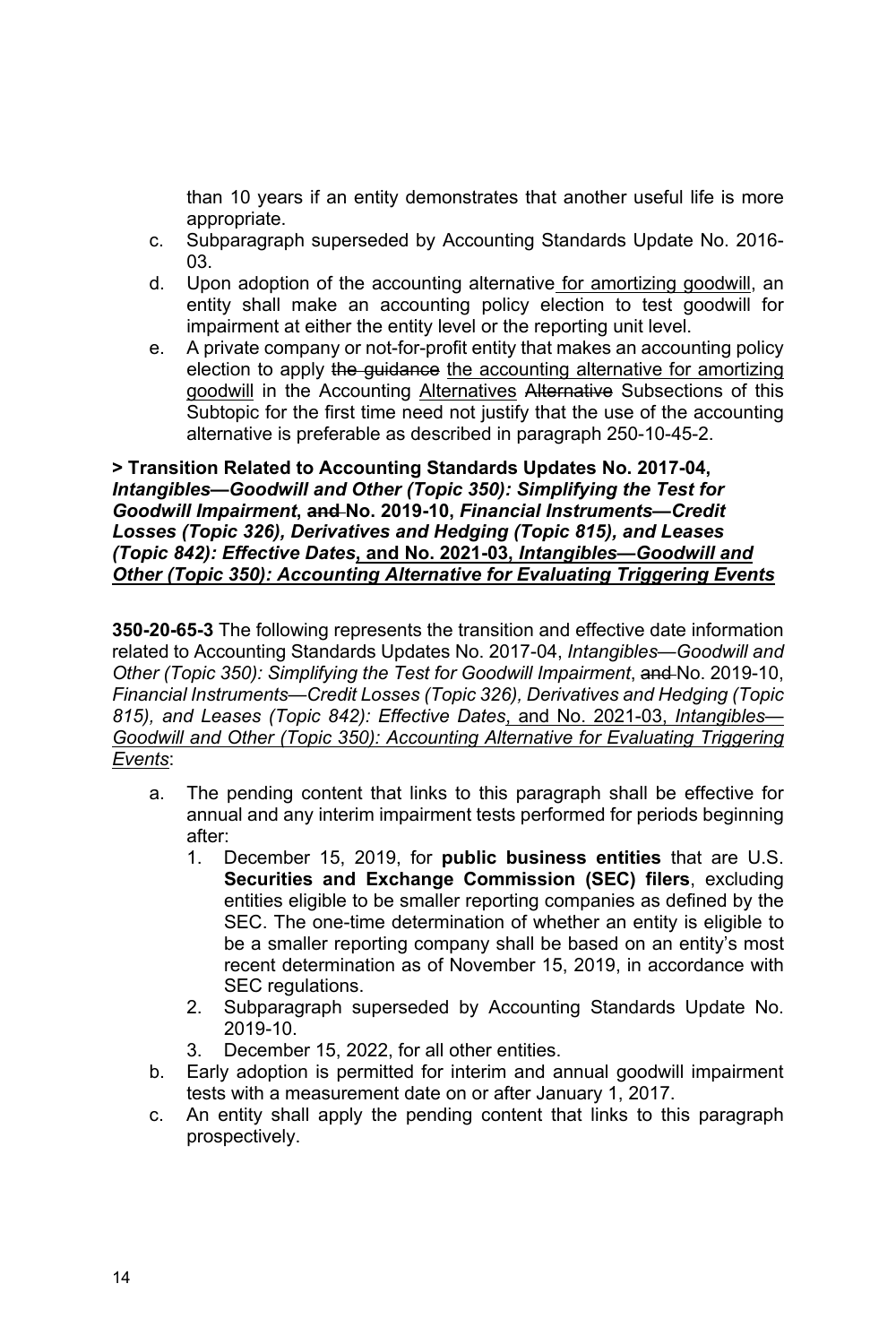than 10 years if an entity demonstrates that another useful life is more appropriate.

c. Subparagraph superseded by Accounting Standards Update No. 2016-03.
d. Upon adoption of the accounting alternative for amortizing goodwill, an entity shall make an accounting policy election to test goodwill for impairment at either the entity level or the reporting unit level.
e. A private company or not-for-profit entity that makes an accounting policy election to apply ~~the guidance~~ the accounting alternative for amortizing goodwill in the Accounting Alternatives ~~Alternative~~ Subsections of this Subtopic for the first time need not justify that the use of the accounting alternative is preferable as described in paragraph 250-10-45-2.

**> Transition Related to Accounting Standards Updates No. 2017-04, *Intangibles—Goodwill and Other (Topic 350): Simplifying the Test for Goodwill Impairment*, ~~and~~ No. 2019-10, *Financial Instruments—Credit Losses (Topic 326), Derivatives and Hedging (Topic 815), and Leases (Topic 842): Effective Dates*, and No. 2021-03, *Intangibles—Goodwill and Other (Topic 350): Accounting Alternative for Evaluating Triggering Events***

**350-20-65-3** The following represents the transition and effective date information related to Accounting Standards Updates No. 2017-04, *Intangibles—Goodwill and Other (Topic 350): Simplifying the Test for Goodwill Impairment*, ~~and~~ No. 2019-10, *Financial Instruments—Credit Losses (Topic 326), Derivatives and Hedging (Topic 815), and Leases (Topic 842): Effective Dates*, and No. 2021-03, *Intangibles—Goodwill and Other (Topic 350): Accounting Alternative for Evaluating Triggering Events*:

a. The pending content that links to this paragraph shall be effective for annual and any interim impairment tests performed for periods beginning after:
   1. December 15, 2019, for **public business entities** that are U.S. **Securities and Exchange Commission (SEC) filers**, excluding entities eligible to be smaller reporting companies as defined by the SEC. The one-time determination of whether an entity is eligible to be a smaller reporting company shall be based on an entity's most recent determination as of November 15, 2019, in accordance with SEC regulations.
   2. Subparagraph superseded by Accounting Standards Update No. 2019-10.
   3. December 15, 2022, for all other entities.
b. Early adoption is permitted for interim and annual goodwill impairment tests with a measurement date on or after January 1, 2017.
c. An entity shall apply the pending content that links to this paragraph prospectively.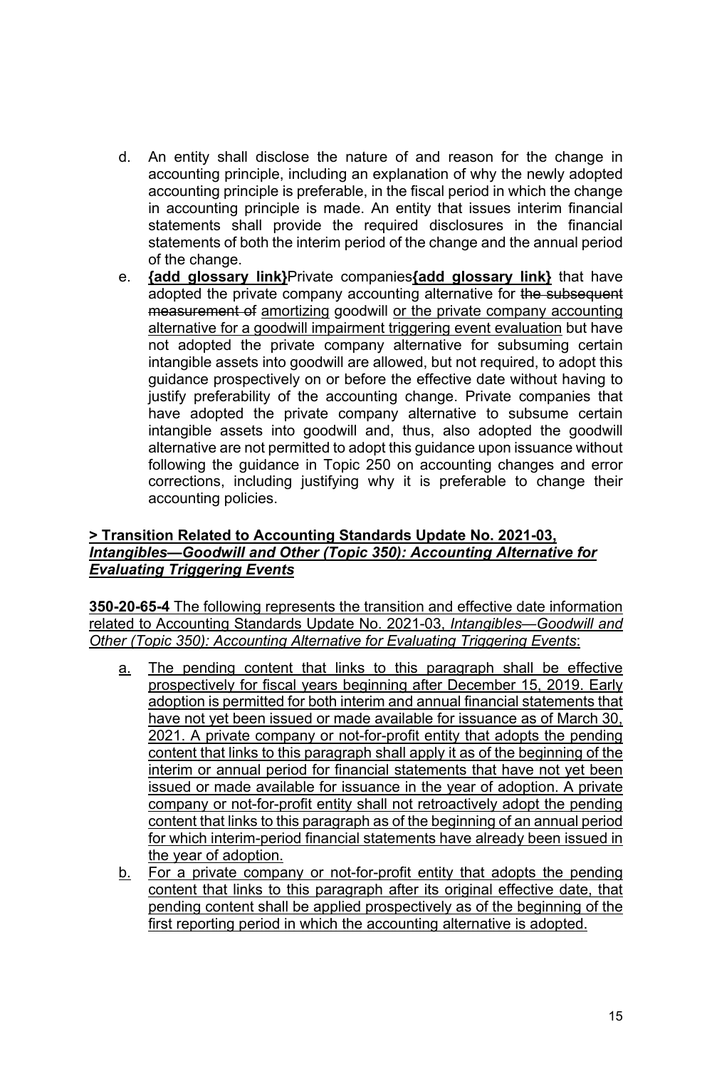d. An entity shall disclose the nature of and reason for the change in accounting principle, including an explanation of why the newly adopted accounting principle is preferable, in the fiscal period in which the change in accounting principle is made. An entity that issues interim financial statements shall provide the required disclosures in the financial statements of both the interim period of the change and the annual period of the change.

e. **{add glossary link}**Private companies**{add glossary link}** that have adopted the private company accounting alternative for ~~the subsequent measurement of~~ <u>amortizing</u> goodwill <u>or the private company accounting alternative for a goodwill impairment triggering event evaluation</u> but have not adopted the private company alternative for subsuming certain intangible assets into goodwill are allowed, but not required, to adopt this guidance prospectively on or before the effective date without having to justify preferability of the accounting change. Private companies that have adopted the private company alternative to subsume certain intangible assets into goodwill and, thus, also adopted the goodwill alternative are not permitted to adopt this guidance upon issuance without following the guidance in Topic 250 on accounting changes and error corrections, including justifying why it is preferable to change their accounting policies.

### <u>> Transition Related to Accounting Standards Update No. 2021-03, *Intangibles—Goodwill and Other (Topic 350): Accounting Alternative for Evaluating Triggering Events*</u>

<u>**350-20-65-4** The following represents the transition and effective date information related to Accounting Standards Update No. 2021-03, *Intangibles—Goodwill and Other (Topic 350): Accounting Alternative for Evaluating Triggering Events*:</u>

<u>a. The pending content that links to this paragraph shall be effective prospectively for fiscal years beginning after December 15, 2019. Early adoption is permitted for both interim and annual financial statements that have not yet been issued or made available for issuance as of March 30, 2021. A private company or not-for-profit entity that adopts the pending content that links to this paragraph shall apply it as of the beginning of the interim or annual period for financial statements that have not yet been issued or made available for issuance in the year of adoption. A private company or not-for-profit entity shall not retroactively adopt the pending content that links to this paragraph as of the beginning of an annual period for which interim-period financial statements have already been issued in the year of adoption.</u>

<u>b. For a private company or not-for-profit entity that adopts the pending content that links to this paragraph after its original effective date, that pending content shall be applied prospectively as of the beginning of the first reporting period in which the accounting alternative is adopted.</u>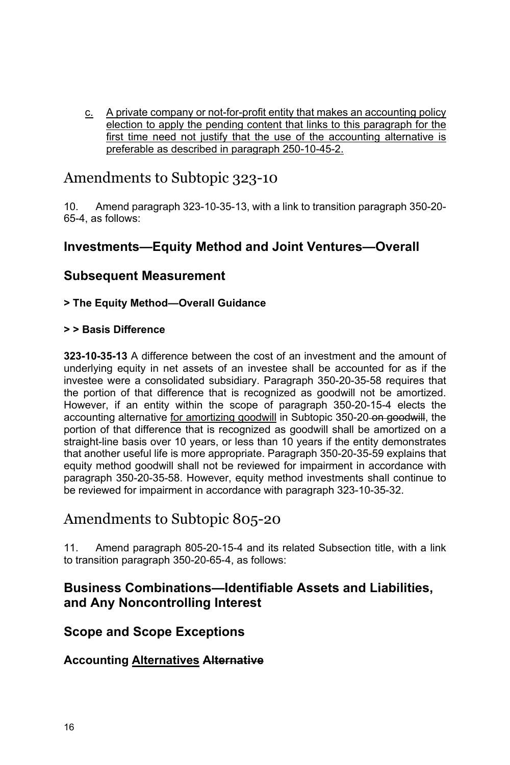c. <u>A private company or not-for-profit entity that makes an accounting policy election to apply the pending content that links to this paragraph for the first time need not justify that the use of the accounting alternative is preferable as described in paragraph 250-10-45-2.</u>

# Amendments to Subtopic 323-10

10. Amend paragraph 323-10-35-13, with a link to transition paragraph 350-20-65-4, as follows:

## Investments—Equity Method and Joint Ventures—Overall

## Subsequent Measurement

### > The Equity Method—Overall Guidance

### > > Basis Difference

**323-10-35-13** A difference between the cost of an investment and the amount of underlying equity in net assets of an investee shall be accounted for as if the investee were a consolidated subsidiary. Paragraph 350-20-35-58 requires that the portion of that difference that is recognized as goodwill not be amortized. However, if an entity within the scope of paragraph 350-20-15-4 elects the accounting alternative <u>for amortizing goodwill</u> in Subtopic 350-20 ~~on goodwill~~, the portion of that difference that is recognized as goodwill shall be amortized on a straight-line basis over 10 years, or less than 10 years if the entity demonstrates that another useful life is more appropriate. Paragraph 350-20-35-59 explains that equity method goodwill shall not be reviewed for impairment in accordance with paragraph 350-20-35-58. However, equity method investments shall continue to be reviewed for impairment in accordance with paragraph 323-10-35-32.

# Amendments to Subtopic 805-20

11. Amend paragraph 805-20-15-4 and its related Subsection title, with a link to transition paragraph 350-20-65-4, as follows:

## Business Combinations—Identifiable Assets and Liabilities, and Any Noncontrolling Interest

## Scope and Scope Exceptions

### Accounting <u>Alternatives</u> ~~Alternative~~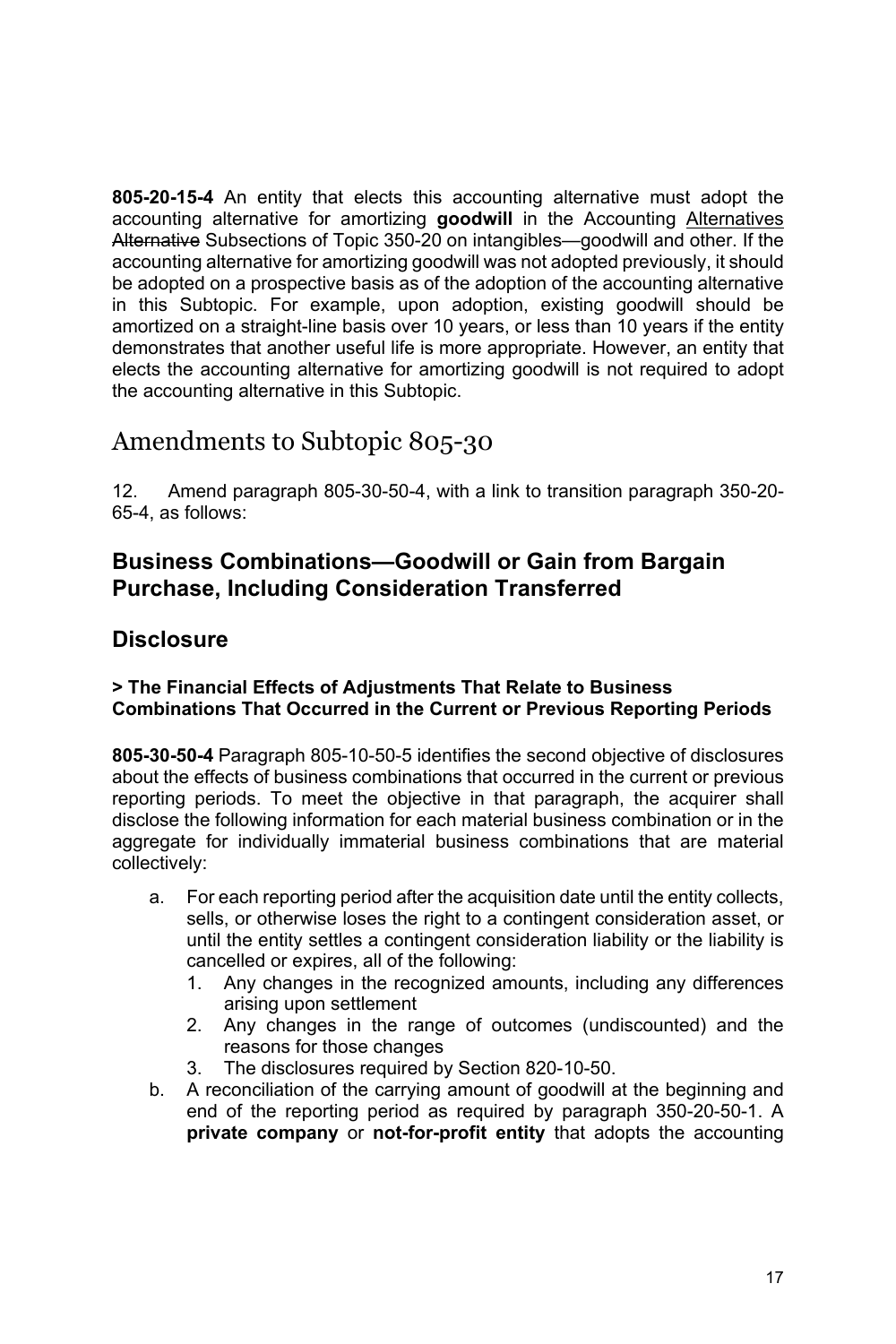**805-20-15-4** An entity that elects this accounting alternative must adopt the accounting alternative for amortizing **goodwill** in the Accounting <u>Alternatives</u> ~~Alternative~~ Subsections of Topic 350-20 on intangibles—goodwill and other. If the accounting alternative for amortizing goodwill was not adopted previously, it should be adopted on a prospective basis as of the adoption of the accounting alternative in this Subtopic. For example, upon adoption, existing goodwill should be amortized on a straight-line basis over 10 years, or less than 10 years if the entity demonstrates that another useful life is more appropriate. However, an entity that elects the accounting alternative for amortizing goodwill is not required to adopt the accounting alternative in this Subtopic.

# Amendments to Subtopic 805-30

12. Amend paragraph 805-30-50-4, with a link to transition paragraph 350-20-65-4, as follows:

## Business Combinations—Goodwill or Gain from Bargain Purchase, Including Consideration Transferred

## Disclosure

#### > The Financial Effects of Adjustments That Relate to Business Combinations That Occurred in the Current or Previous Reporting Periods

**805-30-50-4** Paragraph 805-10-50-5 identifies the second objective of disclosures about the effects of business combinations that occurred in the current or previous reporting periods. To meet the objective in that paragraph, the acquirer shall disclose the following information for each material business combination or in the aggregate for individually immaterial business combinations that are material collectively:

a. For each reporting period after the acquisition date until the entity collects, sells, or otherwise loses the right to a contingent consideration asset, or until the entity settles a contingent consideration liability or the liability is cancelled or expires, all of the following:
   1. Any changes in the recognized amounts, including any differences arising upon settlement
   2. Any changes in the range of outcomes (undiscounted) and the reasons for those changes
   3. The disclosures required by Section 820-10-50.
b. A reconciliation of the carrying amount of goodwill at the beginning and end of the reporting period as required by paragraph 350-20-50-1. A **private company** or **not-for-profit entity** that adopts the accounting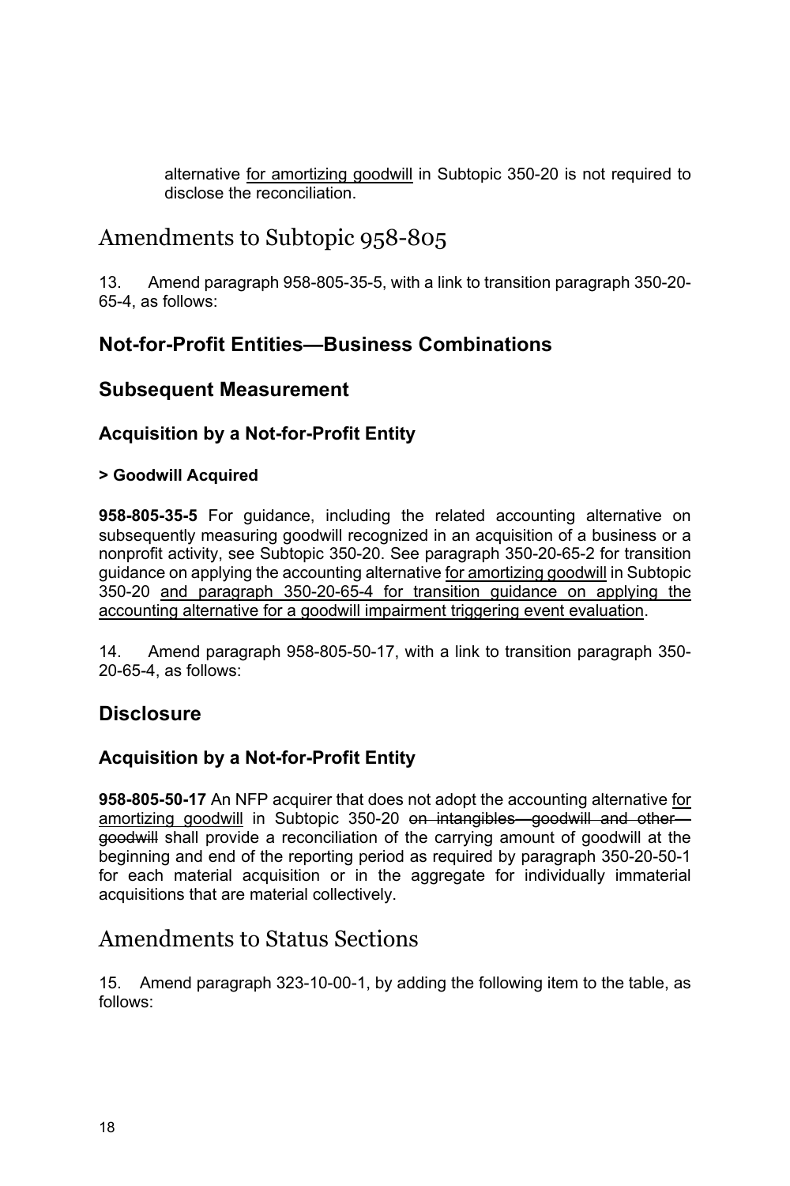alternative <u>for amortizing goodwill</u> in Subtopic 350-20 is not required to disclose the reconciliation.

# Amendments to Subtopic 958-805

13. Amend paragraph 958-805-35-5, with a link to transition paragraph 350-20-65-4, as follows:

## Not-for-Profit Entities—Business Combinations

## Subsequent Measurement

### Acquisition by a Not-for-Profit Entity

#### > Goodwill Acquired

**958-805-35-5** For guidance, including the related accounting alternative on subsequently measuring goodwill recognized in an acquisition of a business or a nonprofit activity, see Subtopic 350-20. See paragraph 350-20-65-2 for transition guidance on applying the accounting alternative <u>for amortizing goodwill</u> in Subtopic 350-20 <u>and paragraph 350-20-65-4 for transition guidance on applying the accounting alternative for a goodwill impairment triggering event evaluation</u>.

14. Amend paragraph 958-805-50-17, with a link to transition paragraph 350-20-65-4, as follows:

## Disclosure

### Acquisition by a Not-for-Profit Entity

**958-805-50-17** An NFP acquirer that does not adopt the accounting alternative <u>for amortizing goodwill</u> in Subtopic 350-20 ~~on intangibles—goodwill and other—goodwill~~ shall provide a reconciliation of the carrying amount of goodwill at the beginning and end of the reporting period as required by paragraph 350-20-50-1 for each material acquisition or in the aggregate for individually immaterial acquisitions that are material collectively.

# Amendments to Status Sections

15. Amend paragraph 323-10-00-1, by adding the following item to the table, as follows: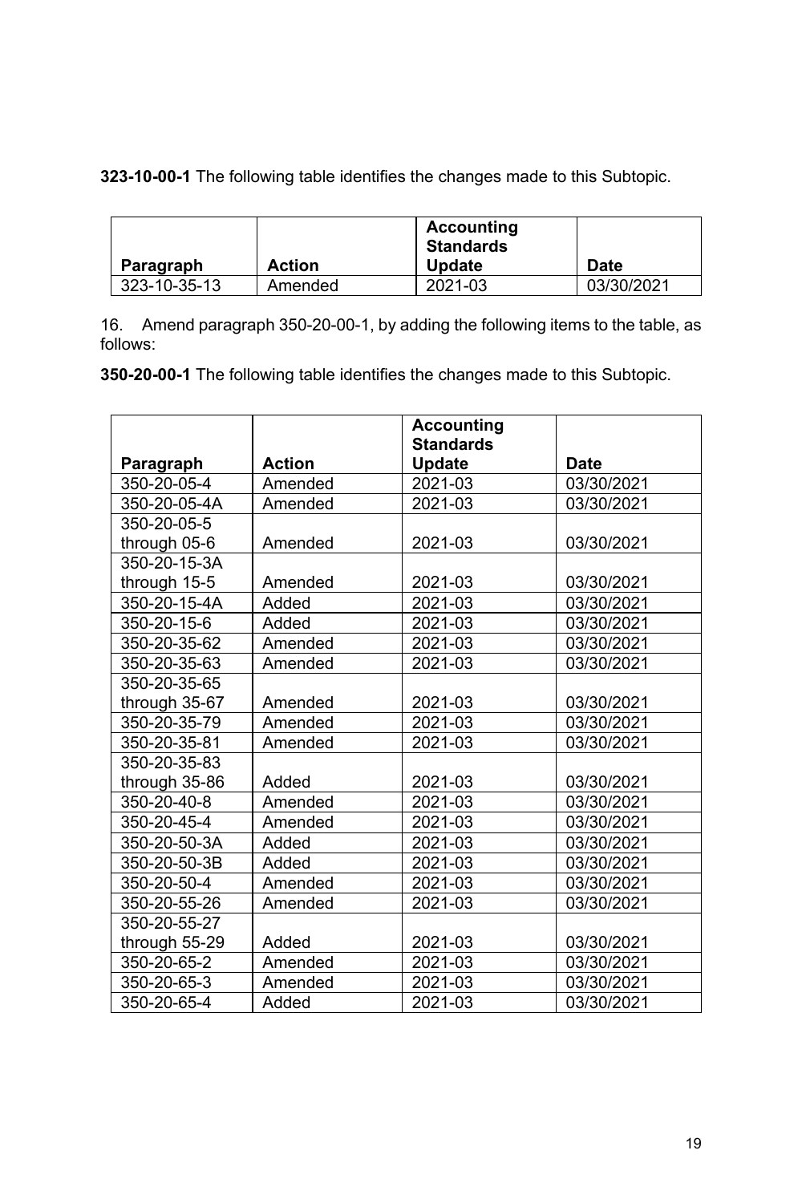**323-10-00-1** The following table identifies the changes made to this Subtopic.

| Paragraph | Action | Accounting Standards Update | Date |
|---|---|---|---|
| 323-10-35-13 | Amended | 2021-03 | 03/30/2021 |

16. Amend paragraph 350-20-00-1, by adding the following items to the table, as follows:

**350-20-00-1** The following table identifies the changes made to this Subtopic.

| Paragraph | Action | Accounting Standards Update | Date |
|---|---|---|---|
| 350-20-05-4 | Amended | 2021-03 | 03/30/2021 |
| 350-20-05-4A | Amended | 2021-03 | 03/30/2021 |
| 350-20-05-5 through 05-6 | Amended | 2021-03 | 03/30/2021 |
| 350-20-15-3A through 15-5 | Amended | 2021-03 | 03/30/2021 |
| 350-20-15-4A | Added | 2021-03 | 03/30/2021 |
| 350-20-15-6 | Added | 2021-03 | 03/30/2021 |
| 350-20-35-62 | Amended | 2021-03 | 03/30/2021 |
| 350-20-35-63 | Amended | 2021-03 | 03/30/2021 |
| 350-20-35-65 through 35-67 | Amended | 2021-03 | 03/30/2021 |
| 350-20-35-79 | Amended | 2021-03 | 03/30/2021 |
| 350-20-35-81 | Amended | 2021-03 | 03/30/2021 |
| 350-20-35-83 through 35-86 | Added | 2021-03 | 03/30/2021 |
| 350-20-40-8 | Amended | 2021-03 | 03/30/2021 |
| 350-20-45-4 | Amended | 2021-03 | 03/30/2021 |
| 350-20-50-3A | Added | 2021-03 | 03/30/2021 |
| 350-20-50-3B | Added | 2021-03 | 03/30/2021 |
| 350-20-50-4 | Amended | 2021-03 | 03/30/2021 |
| 350-20-55-26 | Amended | 2021-03 | 03/30/2021 |
| 350-20-55-27 through 55-29 | Added | 2021-03 | 03/30/2021 |
| 350-20-65-2 | Amended | 2021-03 | 03/30/2021 |
| 350-20-65-3 | Amended | 2021-03 | 03/30/2021 |
| 350-20-65-4 | Added | 2021-03 | 03/30/2021 |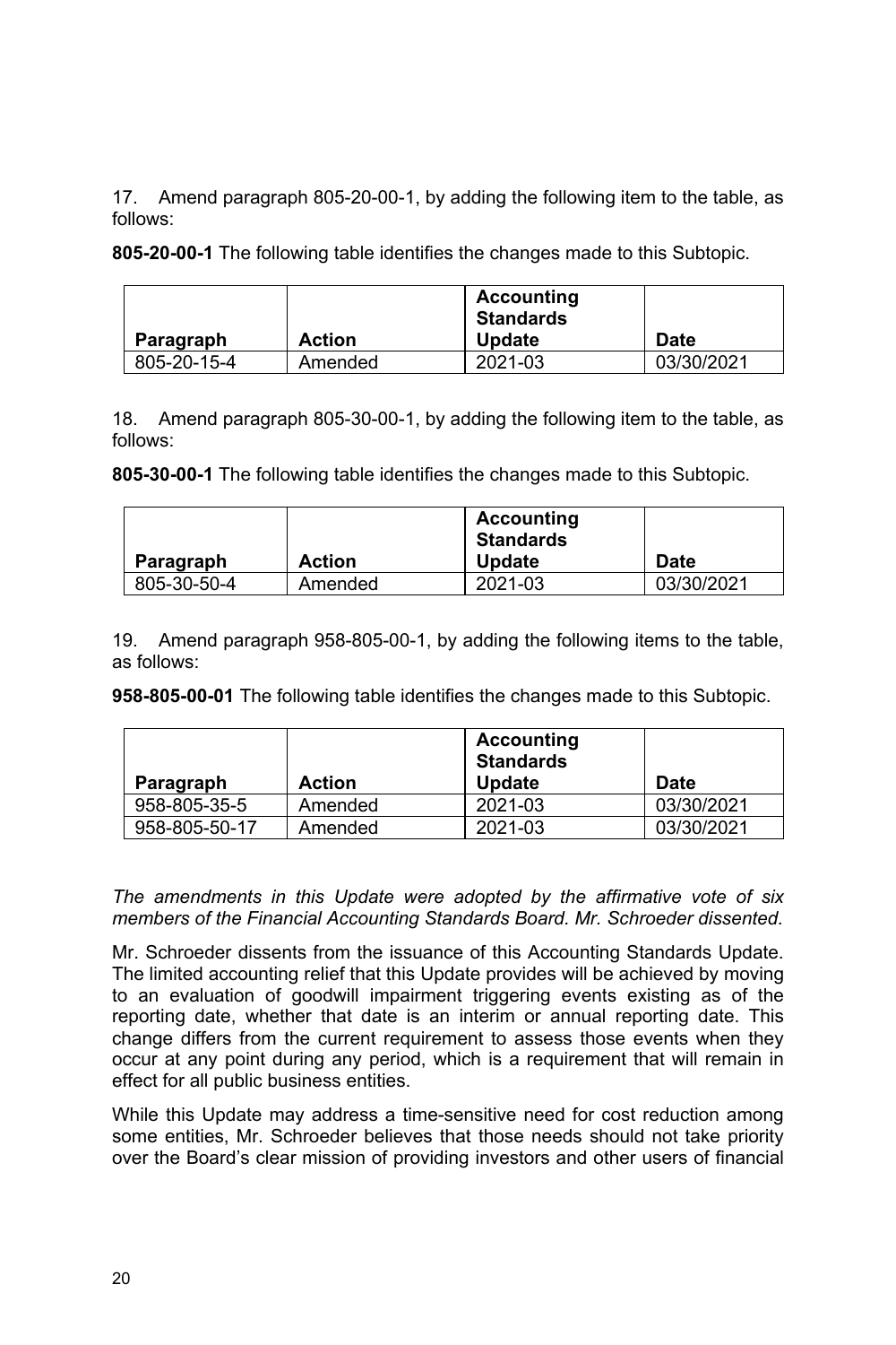17. Amend paragraph 805-20-00-1, by adding the following item to the table, as follows:

**805-20-00-1** The following table identifies the changes made to this Subtopic.

| Paragraph | Action | Accounting Standards Update | Date |
|---|---|---|---|
| 805-20-15-4 | Amended | 2021-03 | 03/30/2021 |

18. Amend paragraph 805-30-00-1, by adding the following item to the table, as follows:

**805-30-00-1** The following table identifies the changes made to this Subtopic.

| Paragraph | Action | Accounting Standards Update | Date |
|---|---|---|---|
| 805-30-50-4 | Amended | 2021-03 | 03/30/2021 |

19. Amend paragraph 958-805-00-1, by adding the following items to the table, as follows:

**958-805-00-01** The following table identifies the changes made to this Subtopic.

| Paragraph | Action | Accounting Standards Update | Date |
|---|---|---|---|
| 958-805-35-5 | Amended | 2021-03 | 03/30/2021 |
| 958-805-50-17 | Amended | 2021-03 | 03/30/2021 |

*The amendments in this Update were adopted by the affirmative vote of six members of the Financial Accounting Standards Board. Mr. Schroeder dissented.*

Mr. Schroeder dissents from the issuance of this Accounting Standards Update. The limited accounting relief that this Update provides will be achieved by moving to an evaluation of goodwill impairment triggering events existing as of the reporting date, whether that date is an interim or annual reporting date. This change differs from the current requirement to assess those events when they occur at any point during any period, which is a requirement that will remain in effect for all public business entities.

While this Update may address a time-sensitive need for cost reduction among some entities, Mr. Schroeder believes that those needs should not take priority over the Board's clear mission of providing investors and other users of financial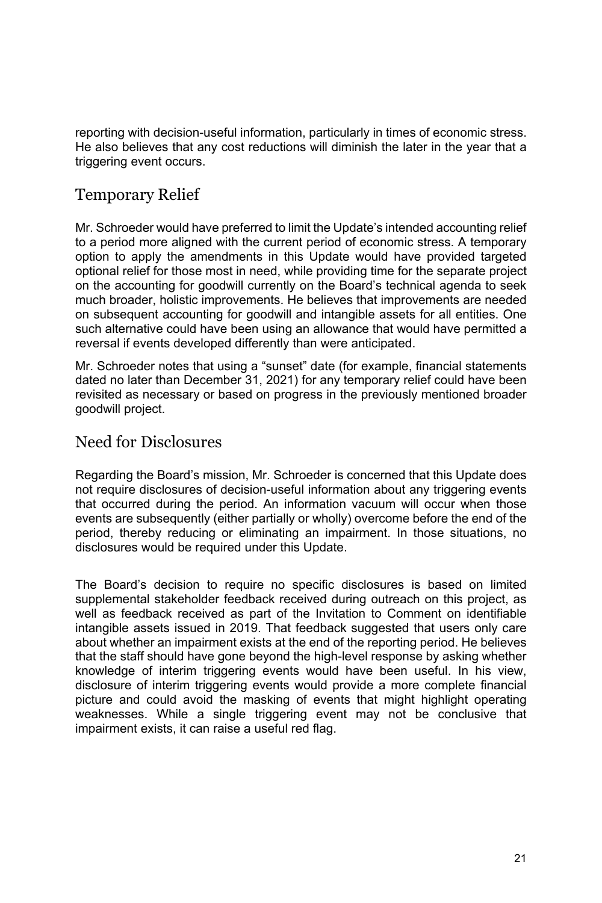reporting with decision-useful information, particularly in times of economic stress. He also believes that any cost reductions will diminish the later in the year that a triggering event occurs.

## Temporary Relief

Mr. Schroeder would have preferred to limit the Update's intended accounting relief to a period more aligned with the current period of economic stress. A temporary option to apply the amendments in this Update would have provided targeted optional relief for those most in need, while providing time for the separate project on the accounting for goodwill currently on the Board's technical agenda to seek much broader, holistic improvements. He believes that improvements are needed on subsequent accounting for goodwill and intangible assets for all entities. One such alternative could have been using an allowance that would have permitted a reversal if events developed differently than were anticipated.

Mr. Schroeder notes that using a "sunset" date (for example, financial statements dated no later than December 31, 2021) for any temporary relief could have been revisited as necessary or based on progress in the previously mentioned broader goodwill project.

## Need for Disclosures

Regarding the Board's mission, Mr. Schroeder is concerned that this Update does not require disclosures of decision-useful information about any triggering events that occurred during the period. An information vacuum will occur when those events are subsequently (either partially or wholly) overcome before the end of the period, thereby reducing or eliminating an impairment. In those situations, no disclosures would be required under this Update.

The Board's decision to require no specific disclosures is based on limited supplemental stakeholder feedback received during outreach on this project, as well as feedback received as part of the Invitation to Comment on identifiable intangible assets issued in 2019. That feedback suggested that users only care about whether an impairment exists at the end of the reporting period. He believes that the staff should have gone beyond the high-level response by asking whether knowledge of interim triggering events would have been useful. In his view, disclosure of interim triggering events would provide a more complete financial picture and could avoid the masking of events that might highlight operating weaknesses. While a single triggering event may not be conclusive that impairment exists, it can raise a useful red flag.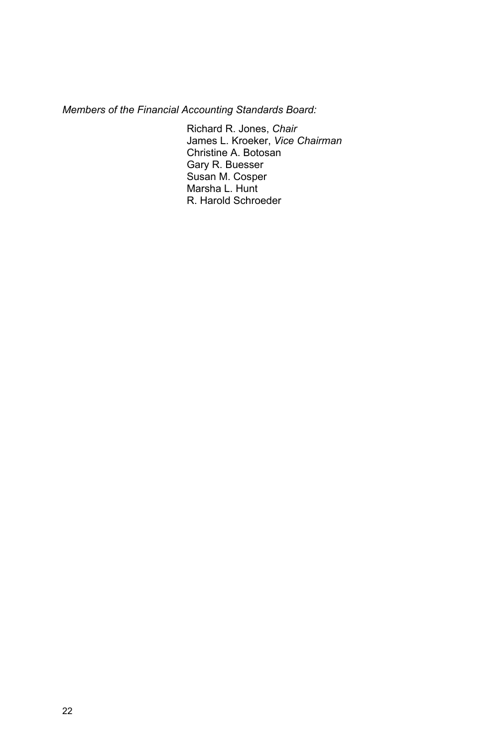*Members of the Financial Accounting Standards Board:*

Richard R. Jones, *Chair*
James L. Kroeker, *Vice Chairman*
Christine A. Botosan
Gary R. Buesser
Susan M. Cosper
Marsha L. Hunt
R. Harold Schroeder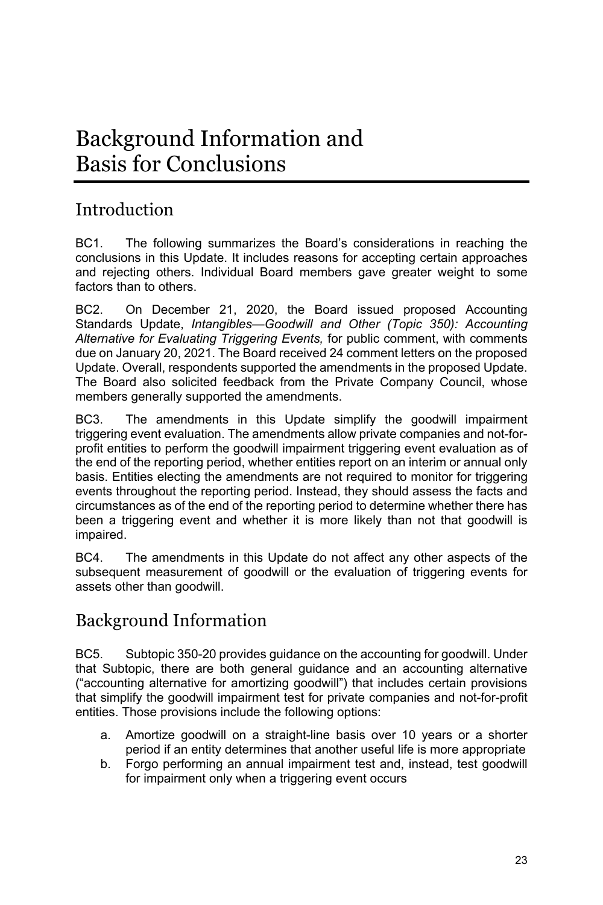# Background Information and Basis for Conclusions

## Introduction

BC1. The following summarizes the Board's considerations in reaching the conclusions in this Update. It includes reasons for accepting certain approaches and rejecting others. Individual Board members gave greater weight to some factors than to others.

BC2. On December 21, 2020, the Board issued proposed Accounting Standards Update, *Intangibles—Goodwill and Other (Topic 350): Accounting Alternative for Evaluating Triggering Events,* for public comment, with comments due on January 20, 2021. The Board received 24 comment letters on the proposed Update. Overall, respondents supported the amendments in the proposed Update. The Board also solicited feedback from the Private Company Council, whose members generally supported the amendments.

BC3. The amendments in this Update simplify the goodwill impairment triggering event evaluation. The amendments allow private companies and not-for-profit entities to perform the goodwill impairment triggering event evaluation as of the end of the reporting period, whether entities report on an interim or annual only basis. Entities electing the amendments are not required to monitor for triggering events throughout the reporting period. Instead, they should assess the facts and circumstances as of the end of the reporting period to determine whether there has been a triggering event and whether it is more likely than not that goodwill is impaired.

BC4. The amendments in this Update do not affect any other aspects of the subsequent measurement of goodwill or the evaluation of triggering events for assets other than goodwill.

## Background Information

BC5. Subtopic 350-20 provides guidance on the accounting for goodwill. Under that Subtopic, there are both general guidance and an accounting alternative ("accounting alternative for amortizing goodwill") that includes certain provisions that simplify the goodwill impairment test for private companies and not-for-profit entities. Those provisions include the following options:

a. Amortize goodwill on a straight-line basis over 10 years or a shorter period if an entity determines that another useful life is more appropriate
b. Forgo performing an annual impairment test and, instead, test goodwill for impairment only when a triggering event occurs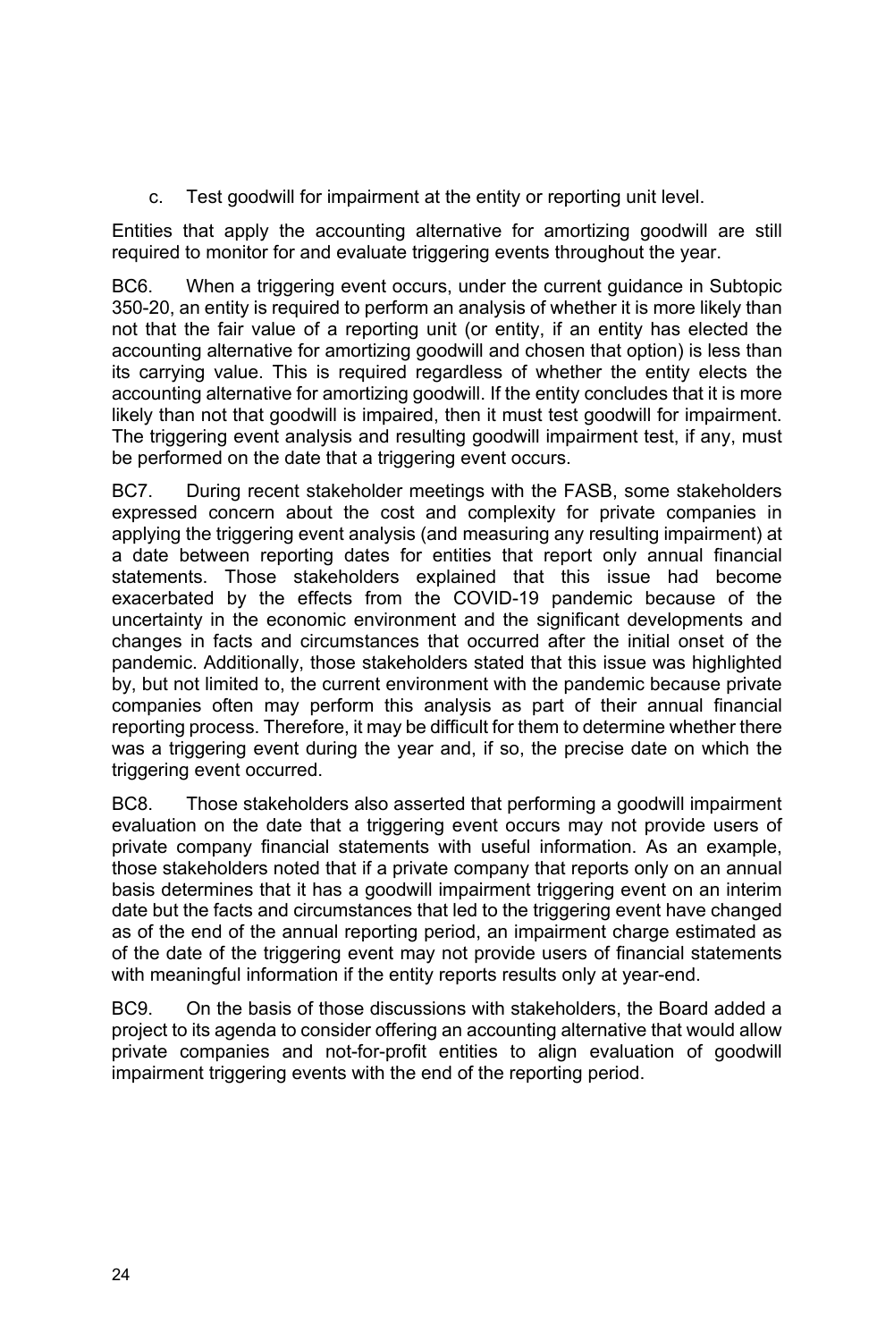c. Test goodwill for impairment at the entity or reporting unit level.

Entities that apply the accounting alternative for amortizing goodwill are still required to monitor for and evaluate triggering events throughout the year.

BC6. When a triggering event occurs, under the current guidance in Subtopic 350-20, an entity is required to perform an analysis of whether it is more likely than not that the fair value of a reporting unit (or entity, if an entity has elected the accounting alternative for amortizing goodwill and chosen that option) is less than its carrying value. This is required regardless of whether the entity elects the accounting alternative for amortizing goodwill. If the entity concludes that it is more likely than not that goodwill is impaired, then it must test goodwill for impairment. The triggering event analysis and resulting goodwill impairment test, if any, must be performed on the date that a triggering event occurs.

BC7. During recent stakeholder meetings with the FASB, some stakeholders expressed concern about the cost and complexity for private companies in applying the triggering event analysis (and measuring any resulting impairment) at a date between reporting dates for entities that report only annual financial statements. Those stakeholders explained that this issue had become exacerbated by the effects from the COVID-19 pandemic because of the uncertainty in the economic environment and the significant developments and changes in facts and circumstances that occurred after the initial onset of the pandemic. Additionally, those stakeholders stated that this issue was highlighted by, but not limited to, the current environment with the pandemic because private companies often may perform this analysis as part of their annual financial reporting process. Therefore, it may be difficult for them to determine whether there was a triggering event during the year and, if so, the precise date on which the triggering event occurred.

BC8. Those stakeholders also asserted that performing a goodwill impairment evaluation on the date that a triggering event occurs may not provide users of private company financial statements with useful information. As an example, those stakeholders noted that if a private company that reports only on an annual basis determines that it has a goodwill impairment triggering event on an interim date but the facts and circumstances that led to the triggering event have changed as of the end of the annual reporting period, an impairment charge estimated as of the date of the triggering event may not provide users of financial statements with meaningful information if the entity reports results only at year-end.

BC9. On the basis of those discussions with stakeholders, the Board added a project to its agenda to consider offering an accounting alternative that would allow private companies and not-for-profit entities to align evaluation of goodwill impairment triggering events with the end of the reporting period.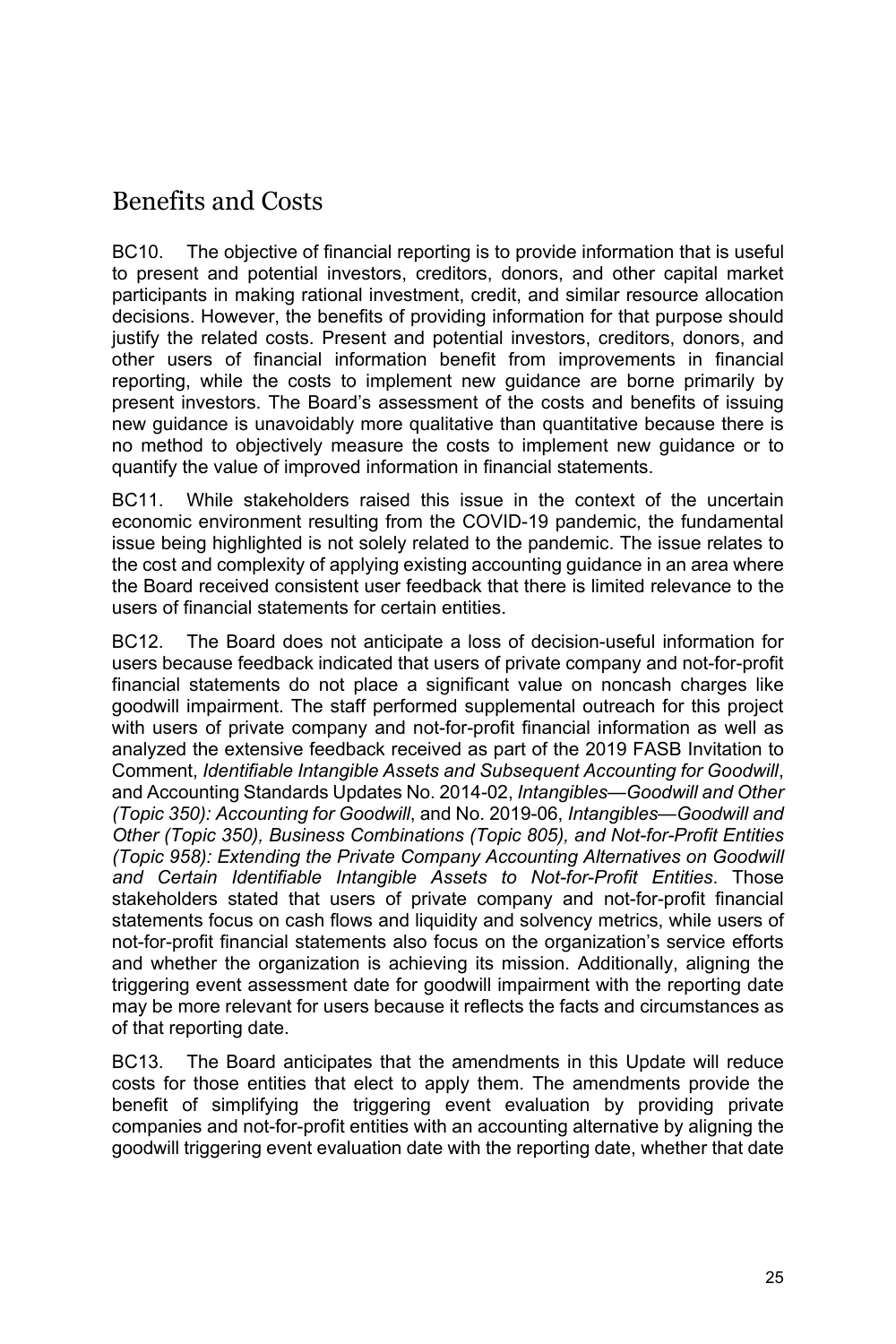## Benefits and Costs

BC10. The objective of financial reporting is to provide information that is useful to present and potential investors, creditors, donors, and other capital market participants in making rational investment, credit, and similar resource allocation decisions. However, the benefits of providing information for that purpose should justify the related costs. Present and potential investors, creditors, donors, and other users of financial information benefit from improvements in financial reporting, while the costs to implement new guidance are borne primarily by present investors. The Board's assessment of the costs and benefits of issuing new guidance is unavoidably more qualitative than quantitative because there is no method to objectively measure the costs to implement new guidance or to quantify the value of improved information in financial statements.

BC11. While stakeholders raised this issue in the context of the uncertain economic environment resulting from the COVID-19 pandemic, the fundamental issue being highlighted is not solely related to the pandemic. The issue relates to the cost and complexity of applying existing accounting guidance in an area where the Board received consistent user feedback that there is limited relevance to the users of financial statements for certain entities.

BC12. The Board does not anticipate a loss of decision-useful information for users because feedback indicated that users of private company and not-for-profit financial statements do not place a significant value on noncash charges like goodwill impairment. The staff performed supplemental outreach for this project with users of private company and not-for-profit financial information as well as analyzed the extensive feedback received as part of the 2019 FASB Invitation to Comment, *Identifiable Intangible Assets and Subsequent Accounting for Goodwill*, and Accounting Standards Updates No. 2014-02, *Intangibles—Goodwill and Other (Topic 350): Accounting for Goodwill*, and No. 2019-06, *Intangibles—Goodwill and Other (Topic 350), Business Combinations (Topic 805), and Not-for-Profit Entities (Topic 958): Extending the Private Company Accounting Alternatives on Goodwill and Certain Identifiable Intangible Assets to Not-for-Profit Entities*. Those stakeholders stated that users of private company and not-for-profit financial statements focus on cash flows and liquidity and solvency metrics, while users of not-for-profit financial statements also focus on the organization's service efforts and whether the organization is achieving its mission. Additionally, aligning the triggering event assessment date for goodwill impairment with the reporting date may be more relevant for users because it reflects the facts and circumstances as of that reporting date.

BC13. The Board anticipates that the amendments in this Update will reduce costs for those entities that elect to apply them. The amendments provide the benefit of simplifying the triggering event evaluation by providing private companies and not-for-profit entities with an accounting alternative by aligning the goodwill triggering event evaluation date with the reporting date, whether that date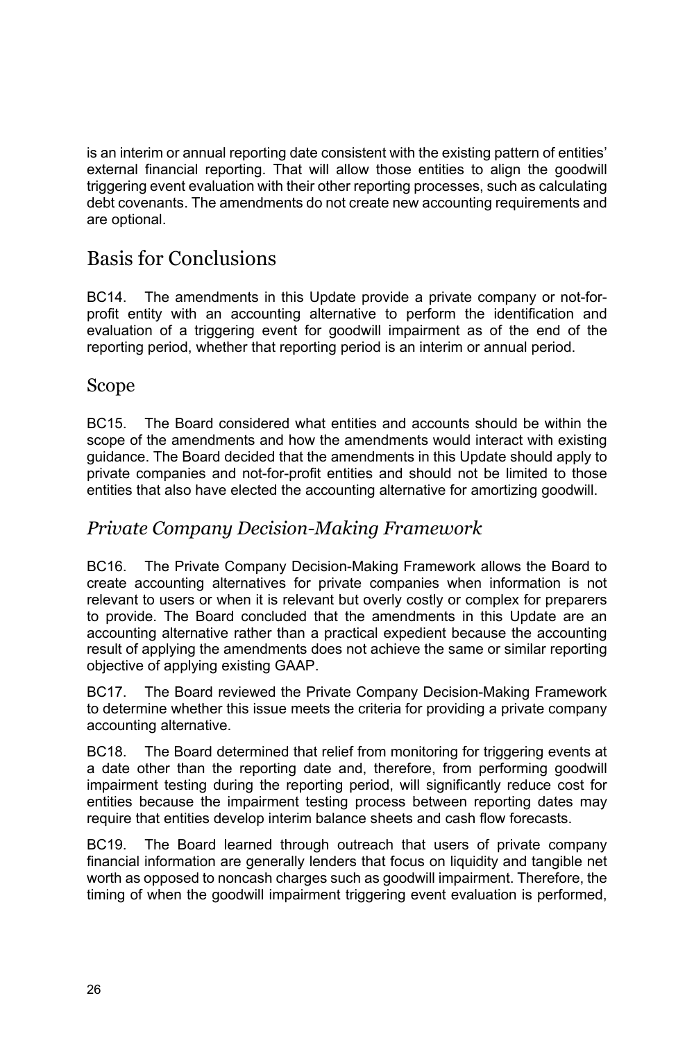is an interim or annual reporting date consistent with the existing pattern of entities' external financial reporting. That will allow those entities to align the goodwill triggering event evaluation with their other reporting processes, such as calculating debt covenants. The amendments do not create new accounting requirements and are optional.

# Basis for Conclusions

BC14. The amendments in this Update provide a private company or not-for-profit entity with an accounting alternative to perform the identification and evaluation of a triggering event for goodwill impairment as of the end of the reporting period, whether that reporting period is an interim or annual period.

## Scope

BC15. The Board considered what entities and accounts should be within the scope of the amendments and how the amendments would interact with existing guidance. The Board decided that the amendments in this Update should apply to private companies and not-for-profit entities and should not be limited to those entities that also have elected the accounting alternative for amortizing goodwill.

### *Private Company Decision-Making Framework*

BC16. The Private Company Decision-Making Framework allows the Board to create accounting alternatives for private companies when information is not relevant to users or when it is relevant but overly costly or complex for preparers to provide. The Board concluded that the amendments in this Update are an accounting alternative rather than a practical expedient because the accounting result of applying the amendments does not achieve the same or similar reporting objective of applying existing GAAP.

BC17. The Board reviewed the Private Company Decision-Making Framework to determine whether this issue meets the criteria for providing a private company accounting alternative.

BC18. The Board determined that relief from monitoring for triggering events at a date other than the reporting date and, therefore, from performing goodwill impairment testing during the reporting period, will significantly reduce cost for entities because the impairment testing process between reporting dates may require that entities develop interim balance sheets and cash flow forecasts.

BC19. The Board learned through outreach that users of private company financial information are generally lenders that focus on liquidity and tangible net worth as opposed to noncash charges such as goodwill impairment. Therefore, the timing of when the goodwill impairment triggering event evaluation is performed,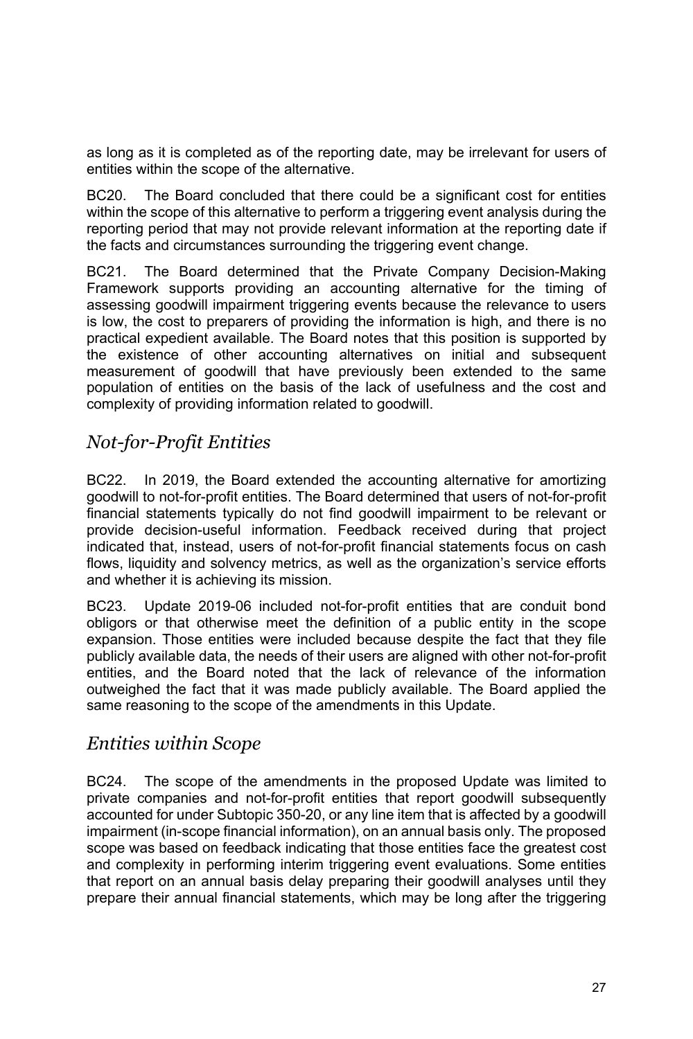as long as it is completed as of the reporting date, may be irrelevant for users of entities within the scope of the alternative.

BC20. The Board concluded that there could be a significant cost for entities within the scope of this alternative to perform a triggering event analysis during the reporting period that may not provide relevant information at the reporting date if the facts and circumstances surrounding the triggering event change.

BC21. The Board determined that the Private Company Decision-Making Framework supports providing an accounting alternative for the timing of assessing goodwill impairment triggering events because the relevance to users is low, the cost to preparers of providing the information is high, and there is no practical expedient available. The Board notes that this position is supported by the existence of other accounting alternatives on initial and subsequent measurement of goodwill that have previously been extended to the same population of entities on the basis of the lack of usefulness and the cost and complexity of providing information related to goodwill.

## *Not-for-Profit Entities*

BC22. In 2019, the Board extended the accounting alternative for amortizing goodwill to not-for-profit entities. The Board determined that users of not-for-profit financial statements typically do not find goodwill impairment to be relevant or provide decision-useful information. Feedback received during that project indicated that, instead, users of not-for-profit financial statements focus on cash flows, liquidity and solvency metrics, as well as the organization's service efforts and whether it is achieving its mission.

BC23. Update 2019-06 included not-for-profit entities that are conduit bond obligors or that otherwise meet the definition of a public entity in the scope expansion. Those entities were included because despite the fact that they file publicly available data, the needs of their users are aligned with other not-for-profit entities, and the Board noted that the lack of relevance of the information outweighed the fact that it was made publicly available. The Board applied the same reasoning to the scope of the amendments in this Update.

## *Entities within Scope*

BC24. The scope of the amendments in the proposed Update was limited to private companies and not-for-profit entities that report goodwill subsequently accounted for under Subtopic 350-20, or any line item that is affected by a goodwill impairment (in-scope financial information), on an annual basis only. The proposed scope was based on feedback indicating that those entities face the greatest cost and complexity in performing interim triggering event evaluations. Some entities that report on an annual basis delay preparing their goodwill analyses until they prepare their annual financial statements, which may be long after the triggering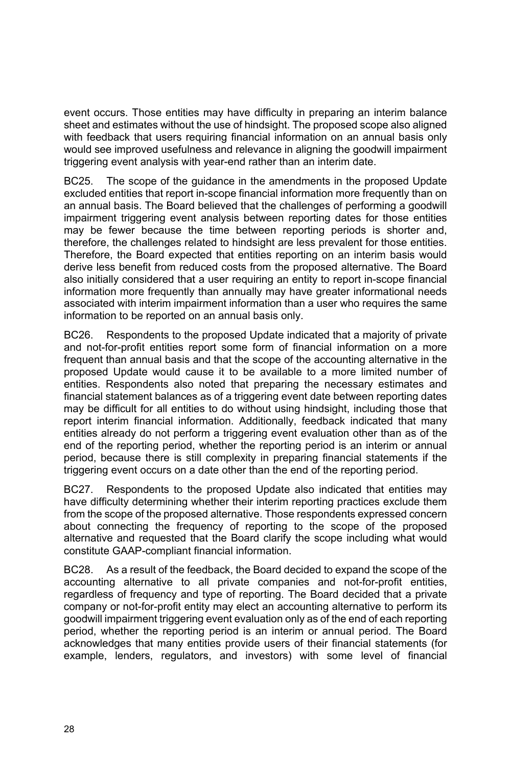event occurs. Those entities may have difficulty in preparing an interim balance sheet and estimates without the use of hindsight. The proposed scope also aligned with feedback that users requiring financial information on an annual basis only would see improved usefulness and relevance in aligning the goodwill impairment triggering event analysis with year-end rather than an interim date.

BC25. The scope of the guidance in the amendments in the proposed Update excluded entities that report in-scope financial information more frequently than on an annual basis. The Board believed that the challenges of performing a goodwill impairment triggering event analysis between reporting dates for those entities may be fewer because the time between reporting periods is shorter and, therefore, the challenges related to hindsight are less prevalent for those entities. Therefore, the Board expected that entities reporting on an interim basis would derive less benefit from reduced costs from the proposed alternative. The Board also initially considered that a user requiring an entity to report in-scope financial information more frequently than annually may have greater informational needs associated with interim impairment information than a user who requires the same information to be reported on an annual basis only.

BC26. Respondents to the proposed Update indicated that a majority of private and not-for-profit entities report some form of financial information on a more frequent than annual basis and that the scope of the accounting alternative in the proposed Update would cause it to be available to a more limited number of entities. Respondents also noted that preparing the necessary estimates and financial statement balances as of a triggering event date between reporting dates may be difficult for all entities to do without using hindsight, including those that report interim financial information. Additionally, feedback indicated that many entities already do not perform a triggering event evaluation other than as of the end of the reporting period, whether the reporting period is an interim or annual period, because there is still complexity in preparing financial statements if the triggering event occurs on a date other than the end of the reporting period.

BC27. Respondents to the proposed Update also indicated that entities may have difficulty determining whether their interim reporting practices exclude them from the scope of the proposed alternative. Those respondents expressed concern about connecting the frequency of reporting to the scope of the proposed alternative and requested that the Board clarify the scope including what would constitute GAAP-compliant financial information.

BC28. As a result of the feedback, the Board decided to expand the scope of the accounting alternative to all private companies and not-for-profit entities, regardless of frequency and type of reporting. The Board decided that a private company or not-for-profit entity may elect an accounting alternative to perform its goodwill impairment triggering event evaluation only as of the end of each reporting period, whether the reporting period is an interim or annual period. The Board acknowledges that many entities provide users of their financial statements (for example, lenders, regulators, and investors) with some level of financial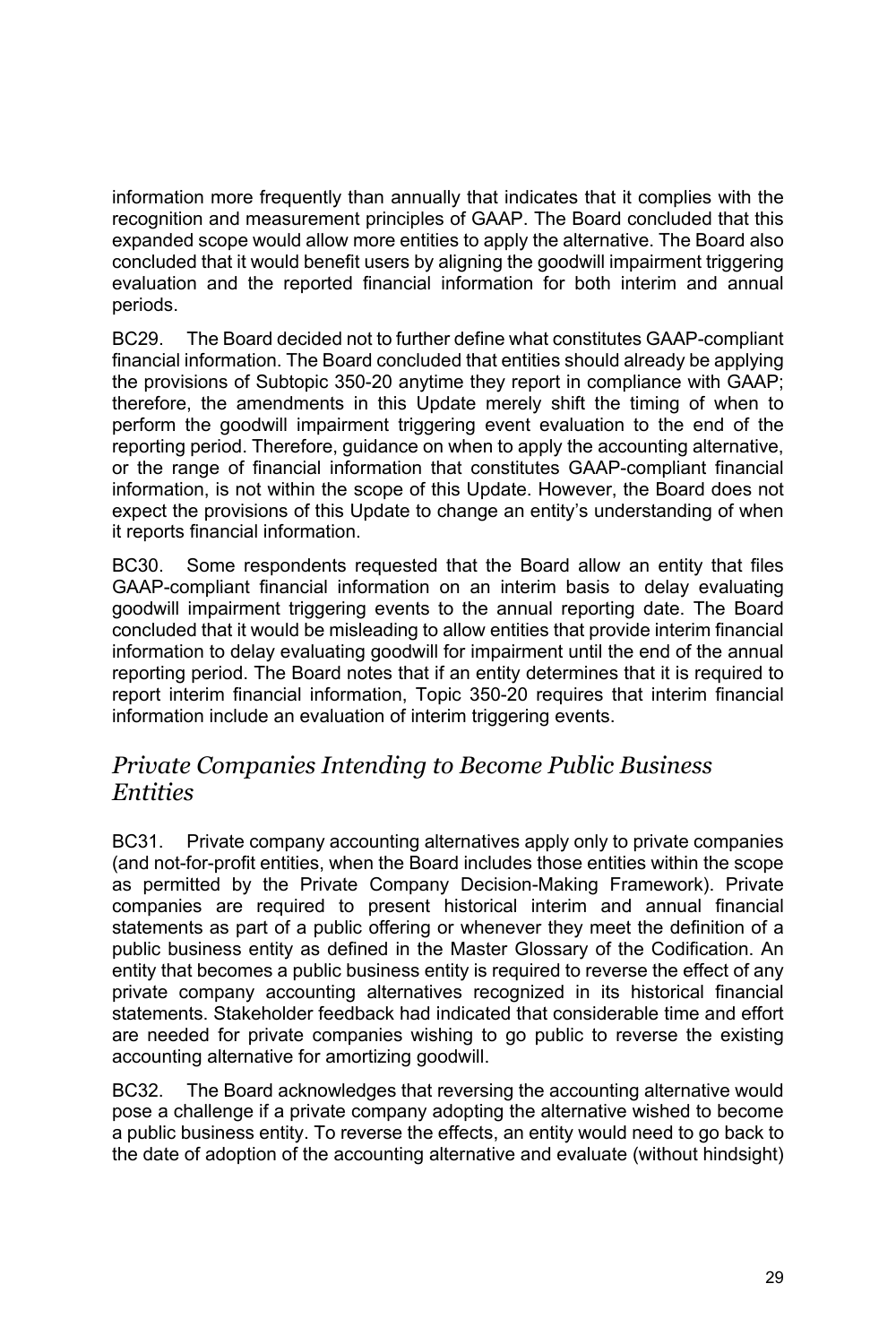information more frequently than annually that indicates that it complies with the recognition and measurement principles of GAAP. The Board concluded that this expanded scope would allow more entities to apply the alternative. The Board also concluded that it would benefit users by aligning the goodwill impairment triggering evaluation and the reported financial information for both interim and annual periods.

BC29. The Board decided not to further define what constitutes GAAP-compliant financial information. The Board concluded that entities should already be applying the provisions of Subtopic 350-20 anytime they report in compliance with GAAP; therefore, the amendments in this Update merely shift the timing of when to perform the goodwill impairment triggering event evaluation to the end of the reporting period. Therefore, guidance on when to apply the accounting alternative, or the range of financial information that constitutes GAAP-compliant financial information, is not within the scope of this Update. However, the Board does not expect the provisions of this Update to change an entity's understanding of when it reports financial information.

BC30. Some respondents requested that the Board allow an entity that files GAAP-compliant financial information on an interim basis to delay evaluating goodwill impairment triggering events to the annual reporting date. The Board concluded that it would be misleading to allow entities that provide interim financial information to delay evaluating goodwill for impairment until the end of the annual reporting period. The Board notes that if an entity determines that it is required to report interim financial information, Topic 350-20 requires that interim financial information include an evaluation of interim triggering events.

## *Private Companies Intending to Become Public Business Entities*

BC31. Private company accounting alternatives apply only to private companies (and not-for-profit entities, when the Board includes those entities within the scope as permitted by the Private Company Decision-Making Framework). Private companies are required to present historical interim and annual financial statements as part of a public offering or whenever they meet the definition of a public business entity as defined in the Master Glossary of the Codification. An entity that becomes a public business entity is required to reverse the effect of any private company accounting alternatives recognized in its historical financial statements. Stakeholder feedback had indicated that considerable time and effort are needed for private companies wishing to go public to reverse the existing accounting alternative for amortizing goodwill.

BC32. The Board acknowledges that reversing the accounting alternative would pose a challenge if a private company adopting the alternative wished to become a public business entity. To reverse the effects, an entity would need to go back to the date of adoption of the accounting alternative and evaluate (without hindsight)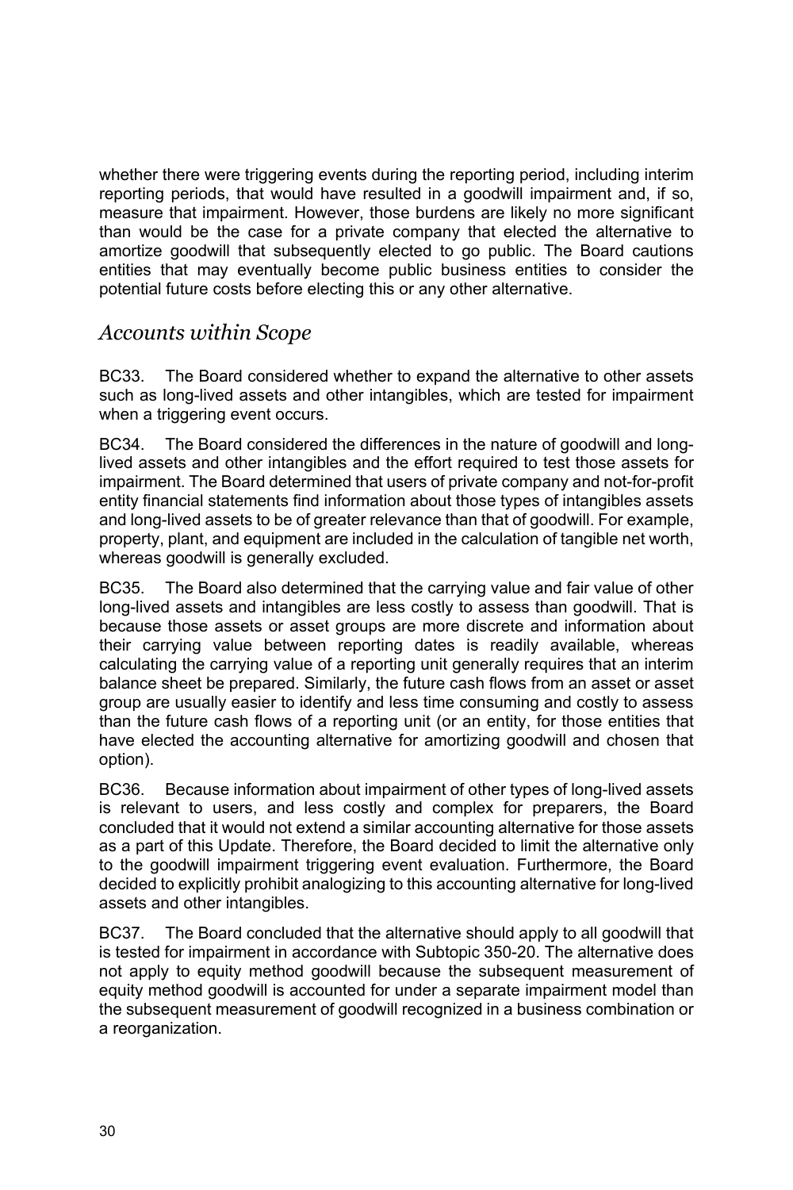whether there were triggering events during the reporting period, including interim reporting periods, that would have resulted in a goodwill impairment and, if so, measure that impairment. However, those burdens are likely no more significant than would be the case for a private company that elected the alternative to amortize goodwill that subsequently elected to go public. The Board cautions entities that may eventually become public business entities to consider the potential future costs before electing this or any other alternative.

## *Accounts within Scope*

BC33. The Board considered whether to expand the alternative to other assets such as long-lived assets and other intangibles, which are tested for impairment when a triggering event occurs.

BC34. The Board considered the differences in the nature of goodwill and long-lived assets and other intangibles and the effort required to test those assets for impairment. The Board determined that users of private company and not-for-profit entity financial statements find information about those types of intangibles assets and long-lived assets to be of greater relevance than that of goodwill. For example, property, plant, and equipment are included in the calculation of tangible net worth, whereas goodwill is generally excluded.

BC35. The Board also determined that the carrying value and fair value of other long-lived assets and intangibles are less costly to assess than goodwill. That is because those assets or asset groups are more discrete and information about their carrying value between reporting dates is readily available, whereas calculating the carrying value of a reporting unit generally requires that an interim balance sheet be prepared. Similarly, the future cash flows from an asset or asset group are usually easier to identify and less time consuming and costly to assess than the future cash flows of a reporting unit (or an entity, for those entities that have elected the accounting alternative for amortizing goodwill and chosen that option).

BC36. Because information about impairment of other types of long-lived assets is relevant to users, and less costly and complex for preparers, the Board concluded that it would not extend a similar accounting alternative for those assets as a part of this Update. Therefore, the Board decided to limit the alternative only to the goodwill impairment triggering event evaluation. Furthermore, the Board decided to explicitly prohibit analogizing to this accounting alternative for long-lived assets and other intangibles.

BC37. The Board concluded that the alternative should apply to all goodwill that is tested for impairment in accordance with Subtopic 350-20. The alternative does not apply to equity method goodwill because the subsequent measurement of equity method goodwill is accounted for under a separate impairment model than the subsequent measurement of goodwill recognized in a business combination or a reorganization.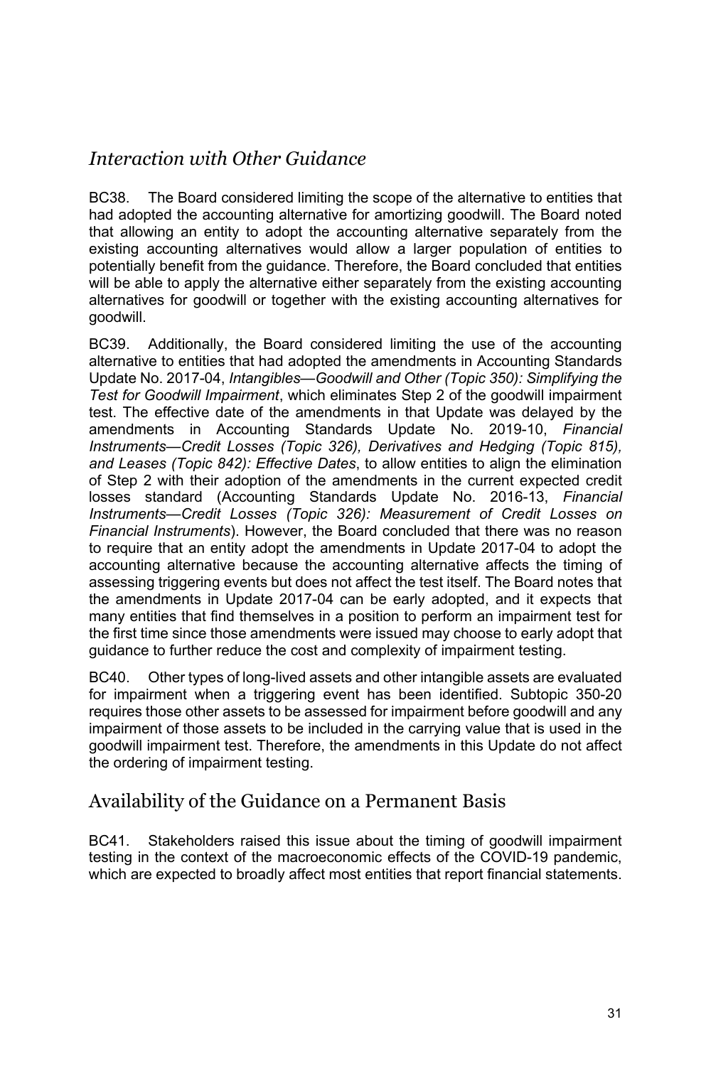## *Interaction with Other Guidance*

BC38. The Board considered limiting the scope of the alternative to entities that had adopted the accounting alternative for amortizing goodwill. The Board noted that allowing an entity to adopt the accounting alternative separately from the existing accounting alternatives would allow a larger population of entities to potentially benefit from the guidance. Therefore, the Board concluded that entities will be able to apply the alternative either separately from the existing accounting alternatives for goodwill or together with the existing accounting alternatives for goodwill.

BC39. Additionally, the Board considered limiting the use of the accounting alternative to entities that had adopted the amendments in Accounting Standards Update No. 2017-04, *Intangibles—Goodwill and Other (Topic 350): Simplifying the Test for Goodwill Impairment*, which eliminates Step 2 of the goodwill impairment test. The effective date of the amendments in that Update was delayed by the amendments in Accounting Standards Update No. 2019-10, *Financial Instruments—Credit Losses (Topic 326), Derivatives and Hedging (Topic 815), and Leases (Topic 842): Effective Dates*, to allow entities to align the elimination of Step 2 with their adoption of the amendments in the current expected credit losses standard (Accounting Standards Update No. 2016-13, *Financial Instruments—Credit Losses (Topic 326): Measurement of Credit Losses on Financial Instruments*). However, the Board concluded that there was no reason to require that an entity adopt the amendments in Update 2017-04 to adopt the accounting alternative because the accounting alternative affects the timing of assessing triggering events but does not affect the test itself. The Board notes that the amendments in Update 2017-04 can be early adopted, and it expects that many entities that find themselves in a position to perform an impairment test for the first time since those amendments were issued may choose to early adopt that guidance to further reduce the cost and complexity of impairment testing.

BC40. Other types of long-lived assets and other intangible assets are evaluated for impairment when a triggering event has been identified. Subtopic 350-20 requires those other assets to be assessed for impairment before goodwill and any impairment of those assets to be included in the carrying value that is used in the goodwill impairment test. Therefore, the amendments in this Update do not affect the ordering of impairment testing.

## Availability of the Guidance on a Permanent Basis

BC41. Stakeholders raised this issue about the timing of goodwill impairment testing in the context of the macroeconomic effects of the COVID-19 pandemic, which are expected to broadly affect most entities that report financial statements.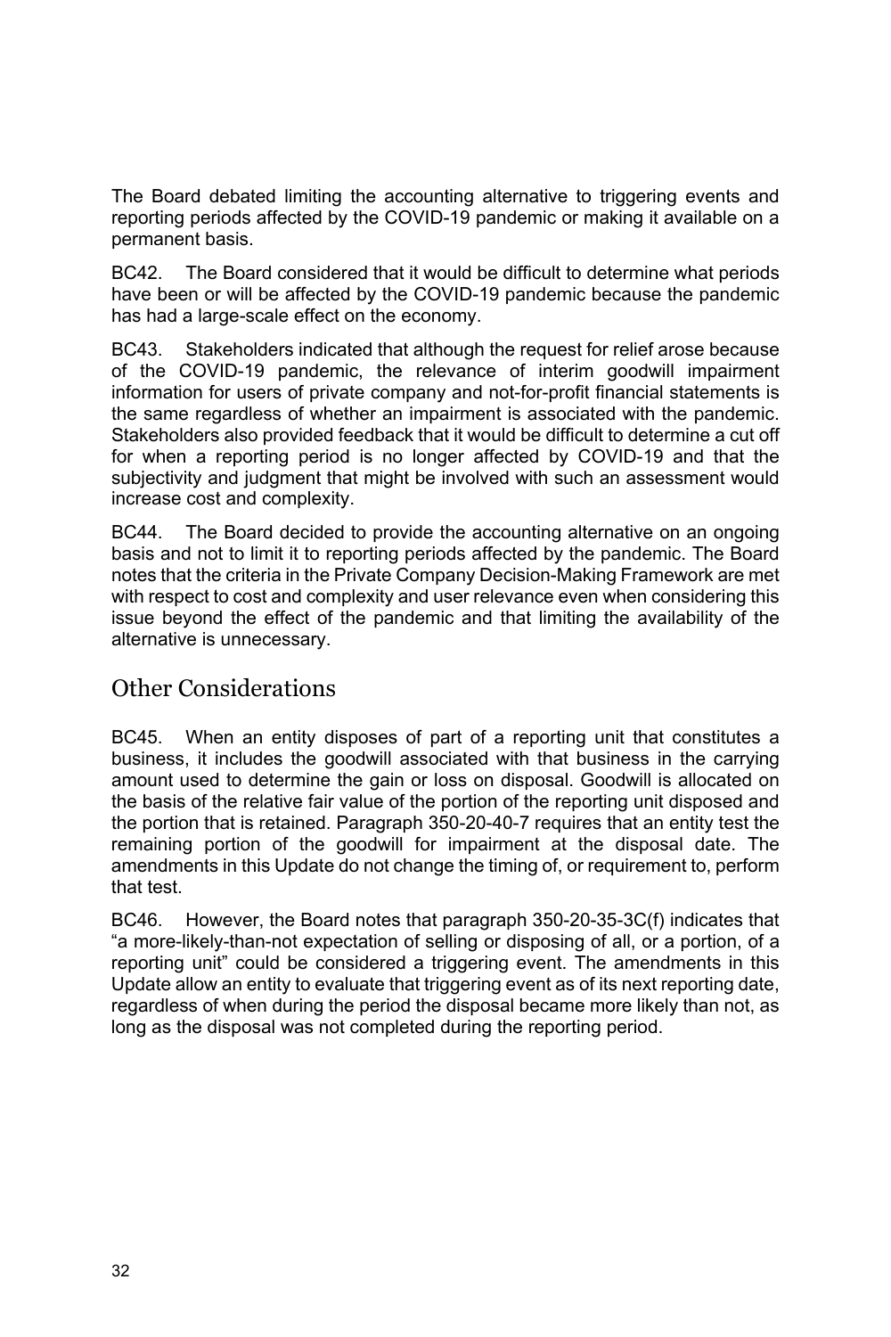The Board debated limiting the accounting alternative to triggering events and reporting periods affected by the COVID-19 pandemic or making it available on a permanent basis.

BC42. The Board considered that it would be difficult to determine what periods have been or will be affected by the COVID-19 pandemic because the pandemic has had a large-scale effect on the economy.

BC43. Stakeholders indicated that although the request for relief arose because of the COVID-19 pandemic, the relevance of interim goodwill impairment information for users of private company and not-for-profit financial statements is the same regardless of whether an impairment is associated with the pandemic. Stakeholders also provided feedback that it would be difficult to determine a cut off for when a reporting period is no longer affected by COVID-19 and that the subjectivity and judgment that might be involved with such an assessment would increase cost and complexity.

BC44. The Board decided to provide the accounting alternative on an ongoing basis and not to limit it to reporting periods affected by the pandemic. The Board notes that the criteria in the Private Company Decision-Making Framework are met with respect to cost and complexity and user relevance even when considering this issue beyond the effect of the pandemic and that limiting the availability of the alternative is unnecessary.

## Other Considerations

BC45. When an entity disposes of part of a reporting unit that constitutes a business, it includes the goodwill associated with that business in the carrying amount used to determine the gain or loss on disposal. Goodwill is allocated on the basis of the relative fair value of the portion of the reporting unit disposed and the portion that is retained. Paragraph 350-20-40-7 requires that an entity test the remaining portion of the goodwill for impairment at the disposal date. The amendments in this Update do not change the timing of, or requirement to, perform that test.

BC46. However, the Board notes that paragraph 350-20-35-3C(f) indicates that "a more-likely-than-not expectation of selling or disposing of all, or a portion, of a reporting unit" could be considered a triggering event. The amendments in this Update allow an entity to evaluate that triggering event as of its next reporting date, regardless of when during the period the disposal became more likely than not, as long as the disposal was not completed during the reporting period.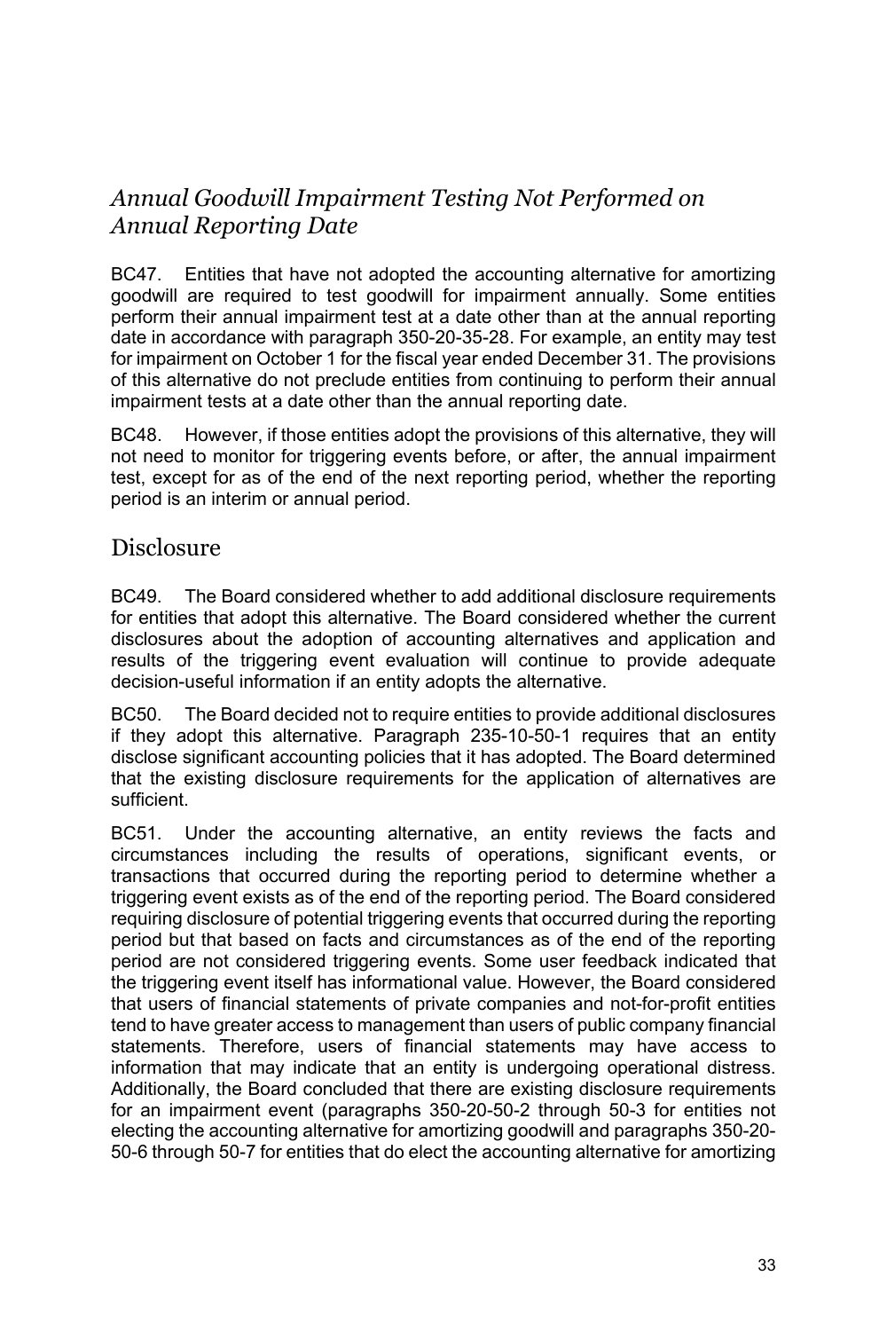## *Annual Goodwill Impairment Testing Not Performed on Annual Reporting Date*

BC47. Entities that have not adopted the accounting alternative for amortizing goodwill are required to test goodwill for impairment annually. Some entities perform their annual impairment test at a date other than at the annual reporting date in accordance with paragraph 350-20-35-28. For example, an entity may test for impairment on October 1 for the fiscal year ended December 31. The provisions of this alternative do not preclude entities from continuing to perform their annual impairment tests at a date other than the annual reporting date.

BC48. However, if those entities adopt the provisions of this alternative, they will not need to monitor for triggering events before, or after, the annual impairment test, except for as of the end of the next reporting period, whether the reporting period is an interim or annual period.

## Disclosure

BC49. The Board considered whether to add additional disclosure requirements for entities that adopt this alternative. The Board considered whether the current disclosures about the adoption of accounting alternatives and application and results of the triggering event evaluation will continue to provide adequate decision-useful information if an entity adopts the alternative.

BC50. The Board decided not to require entities to provide additional disclosures if they adopt this alternative. Paragraph 235-10-50-1 requires that an entity disclose significant accounting policies that it has adopted. The Board determined that the existing disclosure requirements for the application of alternatives are sufficient.

BC51. Under the accounting alternative, an entity reviews the facts and circumstances including the results of operations, significant events, or transactions that occurred during the reporting period to determine whether a triggering event exists as of the end of the reporting period. The Board considered requiring disclosure of potential triggering events that occurred during the reporting period but that based on facts and circumstances as of the end of the reporting period are not considered triggering events. Some user feedback indicated that the triggering event itself has informational value. However, the Board considered that users of financial statements of private companies and not-for-profit entities tend to have greater access to management than users of public company financial statements. Therefore, users of financial statements may have access to information that may indicate that an entity is undergoing operational distress. Additionally, the Board concluded that there are existing disclosure requirements for an impairment event (paragraphs 350-20-50-2 through 50-3 for entities not electing the accounting alternative for amortizing goodwill and paragraphs 350-20-50-6 through 50-7 for entities that do elect the accounting alternative for amortizing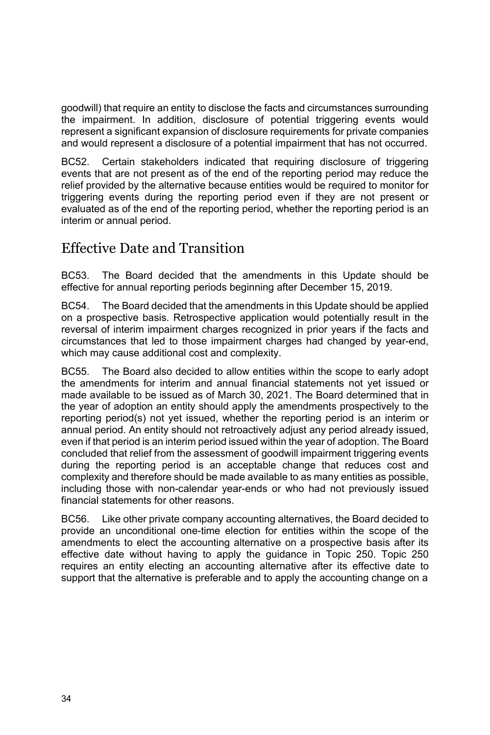goodwill) that require an entity to disclose the facts and circumstances surrounding the impairment. In addition, disclosure of potential triggering events would represent a significant expansion of disclosure requirements for private companies and would represent a disclosure of a potential impairment that has not occurred.

BC52. Certain stakeholders indicated that requiring disclosure of triggering events that are not present as of the end of the reporting period may reduce the relief provided by the alternative because entities would be required to monitor for triggering events during the reporting period even if they are not present or evaluated as of the end of the reporting period, whether the reporting period is an interim or annual period.

## Effective Date and Transition

BC53. The Board decided that the amendments in this Update should be effective for annual reporting periods beginning after December 15, 2019.

BC54. The Board decided that the amendments in this Update should be applied on a prospective basis. Retrospective application would potentially result in the reversal of interim impairment charges recognized in prior years if the facts and circumstances that led to those impairment charges had changed by year-end, which may cause additional cost and complexity.

BC55. The Board also decided to allow entities within the scope to early adopt the amendments for interim and annual financial statements not yet issued or made available to be issued as of March 30, 2021. The Board determined that in the year of adoption an entity should apply the amendments prospectively to the reporting period(s) not yet issued, whether the reporting period is an interim or annual period. An entity should not retroactively adjust any period already issued, even if that period is an interim period issued within the year of adoption. The Board concluded that relief from the assessment of goodwill impairment triggering events during the reporting period is an acceptable change that reduces cost and complexity and therefore should be made available to as many entities as possible, including those with non-calendar year-ends or who had not previously issued financial statements for other reasons.

BC56. Like other private company accounting alternatives, the Board decided to provide an unconditional one-time election for entities within the scope of the amendments to elect the accounting alternative on a prospective basis after its effective date without having to apply the guidance in Topic 250. Topic 250 requires an entity electing an accounting alternative after its effective date to support that the alternative is preferable and to apply the accounting change on a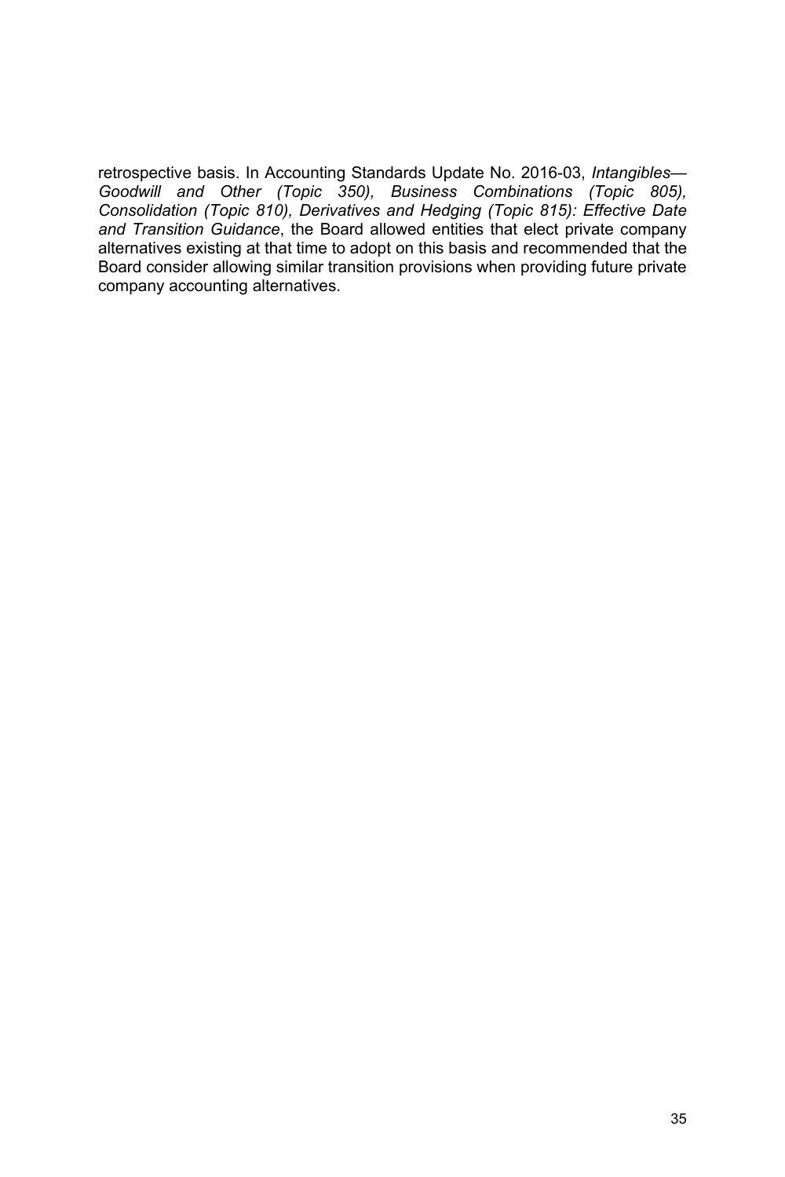retrospective basis. In Accounting Standards Update No. 2016-03, *Intangibles—Goodwill and Other (Topic 350), Business Combinations (Topic 805), Consolidation (Topic 810), Derivatives and Hedging (Topic 815): Effective Date and Transition Guidance*, the Board allowed entities that elect private company alternatives existing at that time to adopt on this basis and recommended that the Board consider allowing similar transition provisions when providing future private company accounting alternatives.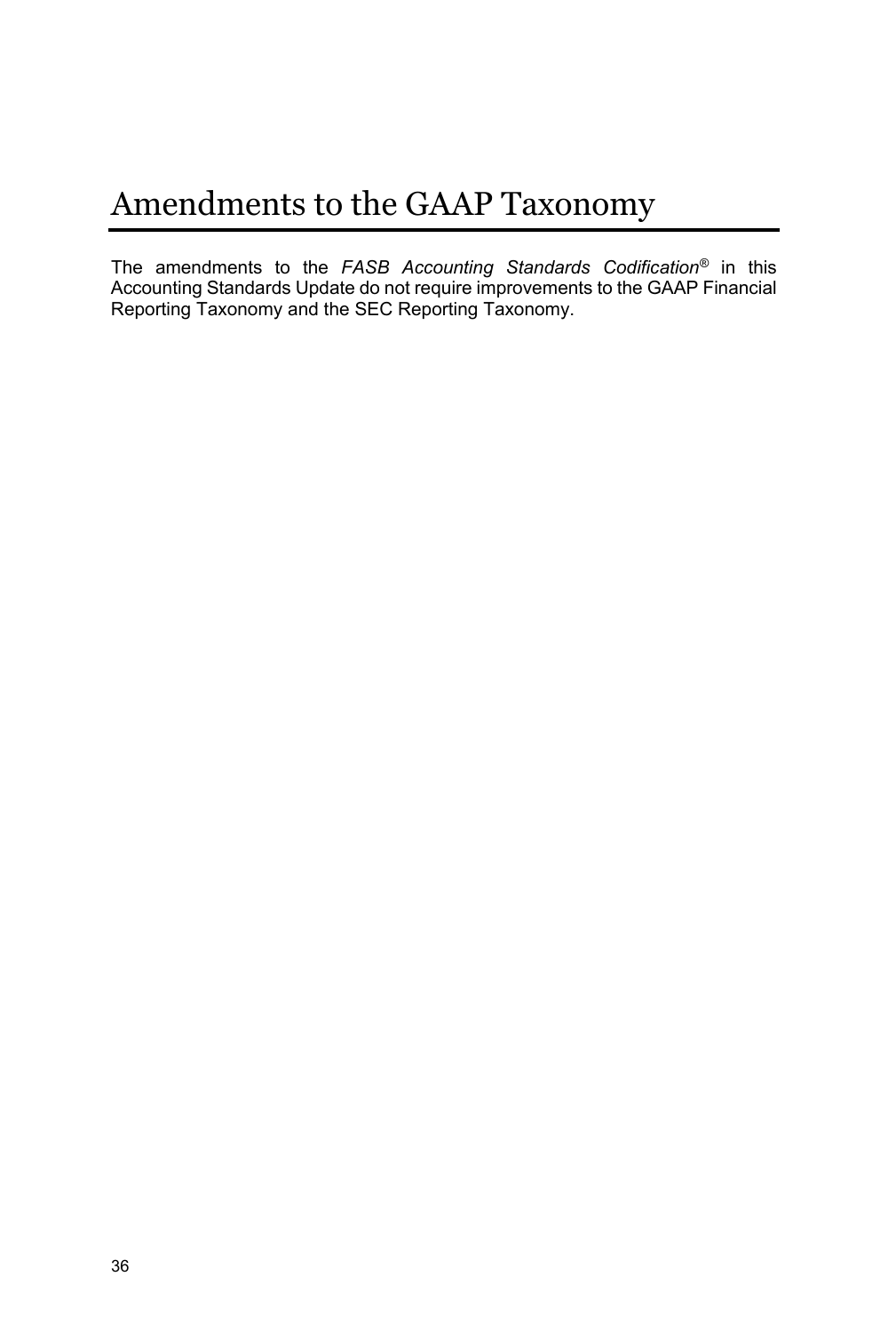# Amendments to the GAAP Taxonomy

The amendments to the *FASB Accounting Standards Codification*® in this Accounting Standards Update do not require improvements to the GAAP Financial Reporting Taxonomy and the SEC Reporting Taxonomy.